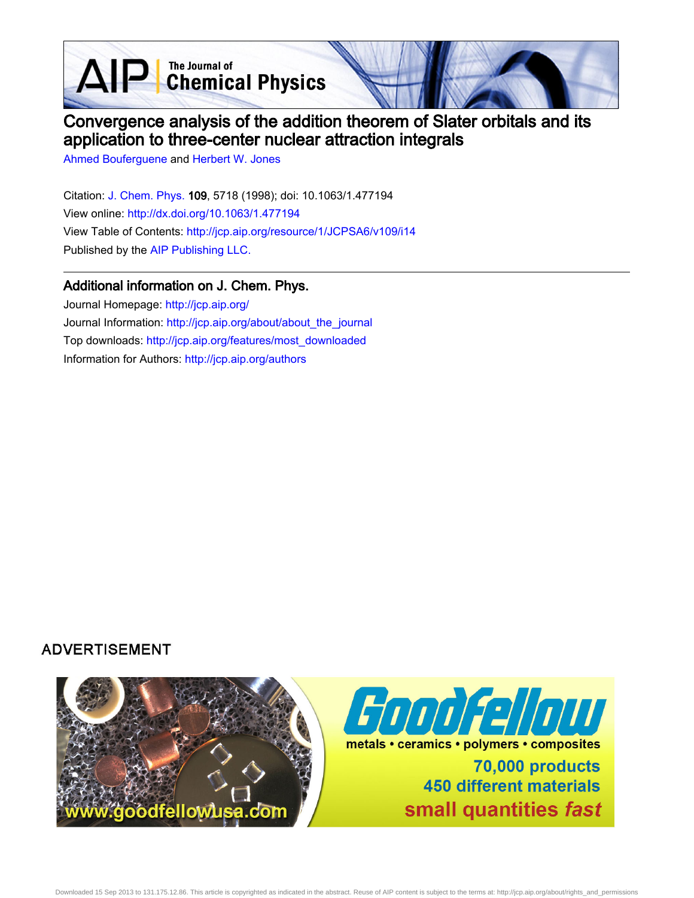# Convergence analysis of the addition theorem of Slater orbitals and its application to three-center nuclear attraction integrals

Ahmed Bouferguene and Herbert W. Jones

Citation: J. Chem. Phys. **109**, 5718 (1998); doi: 10.1063/1.477194

View online: http://dx.doi.org/10.1063/1.477194

View Table of Contents: http://jcp.aip.org/resource/1/JCPSA6/v109/i14

Published by the AIP Publishing LLC.

## Additional information on J. Chem. Phys.

Journal Homepage: http://jcp.aip.org/

Journal Information: http://jcp.aip.org/about/about_the_journal

Top downloads: http://jcp.aip.org/features/most_downloaded

Information for Authors: http://jcp.aip.org/authors

ADVERTISEMENT

Goodfellow

metals • ceramics • polymers • composites

70,000 products

450 different materials

small quantities *fast*

www.goodfellowusa.com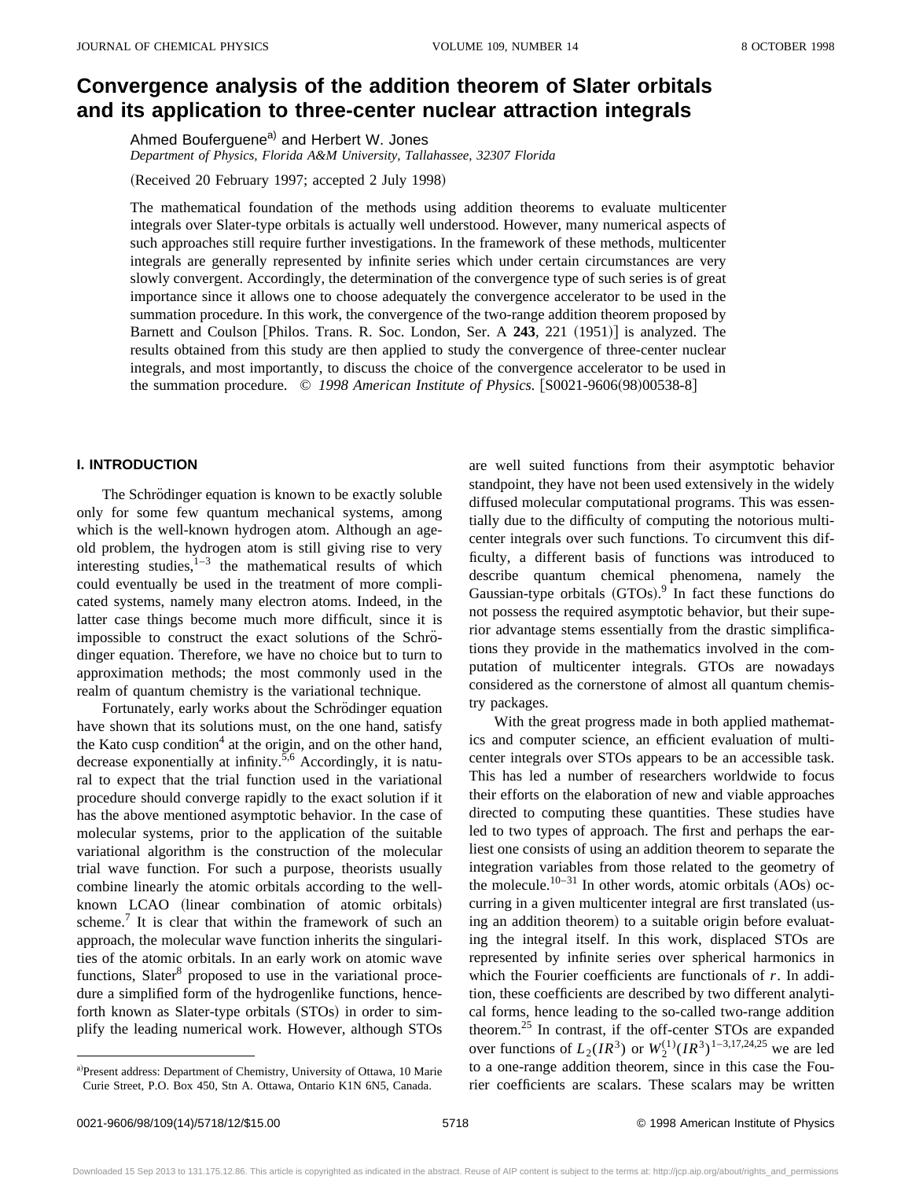# Convergence analysis of the addition theorem of Slater orbitals and its application to three-center nuclear attraction integrals

Ahmed Bouferguene[a)] and Herbert W. Jones

*Department of Physics, Florida A&M University, Tallahassee, 32307 Florida*

(Received 20 February 1997; accepted 2 July 1998)

The mathematical foundation of the methods using addition theorems to evaluate multicenter integrals over Slater-type orbitals is actually well understood. However, many numerical aspects of such approaches still require further investigations. In the framework of these methods, multicenter integrals are generally represented by infinite series which under certain circumstances are very slowly convergent. Accordingly, the determination of the convergence type of such series is of great importance since it allows one to choose adequately the convergence accelerator to be used in the summation procedure. In this work, the convergence of the two-range addition theorem proposed by Barnett and Coulson [Philos. Trans. R. Soc. London, Ser. A **243**, 221 (1951)] is analyzed. The results obtained from this study are then applied to study the convergence of three-center nuclear integrals, and most importantly, to discuss the choice of the convergence accelerator to be used in the summation procedure. © *1998 American Institute of Physics.* [S0021-9606(98)00538-8]

## I. INTRODUCTION

The Schrödinger equation is known to be exactly soluble only for some few quantum mechanical systems, among which is the well-known hydrogen atom. Although an age-old problem, the hydrogen atom is still giving rise to very interesting studies,[1–3] the mathematical results of which could eventually be used in the treatment of more complicated systems, namely many electron atoms. Indeed, in the latter case things become much more difficult, since it is impossible to construct the exact solutions of the Schrödinger equation. Therefore, we have no choice but to turn to approximation methods; the most commonly used in the realm of quantum chemistry is the variational technique.

Fortunately, early works about the Schrödinger equation have shown that its solutions must, on the one hand, satisfy the Kato cusp condition[4] at the origin, and on the other hand, decrease exponentially at infinity.[5,6] Accordingly, it is natural to expect that the trial function used in the variational procedure should converge rapidly to the exact solution if it has the above mentioned asymptotic behavior. In the case of molecular systems, prior to the application of the suitable variational algorithm is the construction of the molecular trial wave function. For such a purpose, theorists usually combine linearly the atomic orbitals according to the well-known LCAO (linear combination of atomic orbitals) scheme.[7] It is clear that within the framework of such an approach, the molecular wave function inherits the singularities of the atomic orbitals. In an early work on atomic wave functions, Slater[8] proposed to use in the variational procedure a simplified form of the hydrogenlike functions, henceforth known as Slater-type orbitals (STOs) in order to simplify the leading numerical work. However, although STOs are well suited functions from their asymptotic behavior standpoint, they have not been used extensively in the widely diffused molecular computational programs. This was essentially due to the difficulty of computing the notorious multicenter integrals over such functions. To circumvent this difficulty, a different basis of functions was introduced to describe quantum chemical phenomena, namely the Gaussian-type orbitals (GTOs).[9] In fact these functions do not possess the required asymptotic behavior, but their superior advantage stems essentially from the drastic simplifications they provide in the mathematics involved in the computation of multicenter integrals. GTOs are nowadays considered as the cornerstone of almost all quantum chemistry packages.

With the great progress made in both applied mathematics and computer science, an efficient evaluation of multicenter integrals over STOs appears to be an accessible task. This has led a number of researchers worldwide to focus their efforts on the elaboration of new and viable approaches directed to computing these quantities. These studies have led to two types of approach. The first and perhaps the earliest one consists of using an addition theorem to separate the integration variables from those related to the geometry of the molecule.[10–31] In other words, atomic orbitals (AOs) occurring in a given multicenter integral are first translated (using an addition theorem) to a suitable origin before evaluating the integral itself. In this work, displaced STOs are represented by infinite series over spherical harmonics in which the Fourier coefficients are functionals of $r$. In addition, these coefficients are described by two different analytical forms, hence leading to the so-called two-range addition theorem.[25] In contrast, if the off-center STOs are expanded over functions of $L_2(IR^3)$ or $W_2^{(1)}(IR^3)$[1–3,17,24,25] we are led to a one-range addition theorem, since in this case the Fourier coefficients are scalars. These scalars may be written

[a)] Present address: Department of Chemistry, University of Ottawa, 10 Marie Curie Street, P.O. Box 450, Stn A. Ottawa, Ontario K1N 6N5, Canada.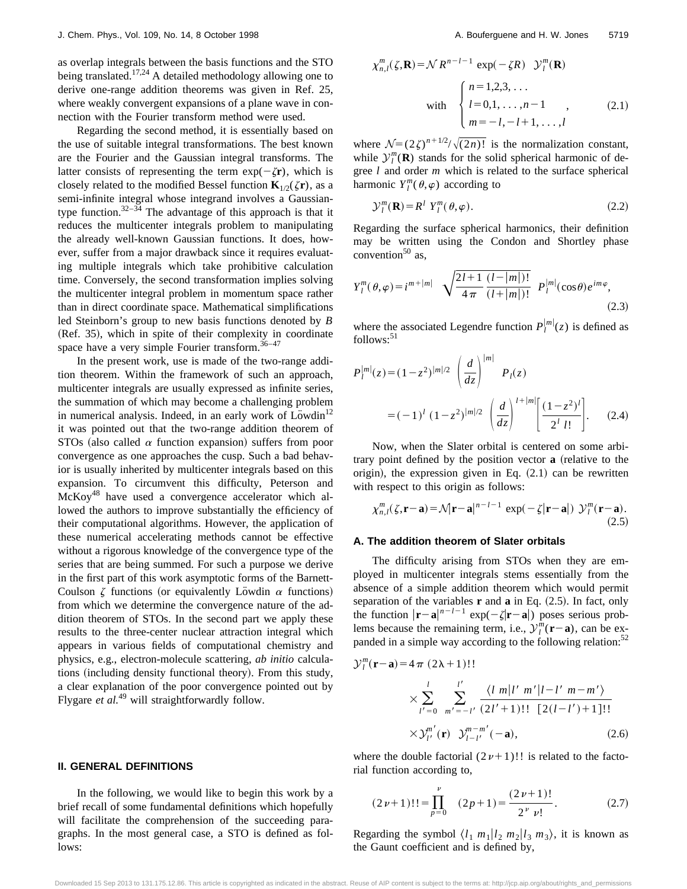as overlap integrals between the basis functions and the STO being translated.[17,24] A detailed methodology allowing one to derive one-range addition theorems was given in Ref. 25, where weakly convergent expansions of a plane wave in connection with the Fourier transform method were used.

Regarding the second method, it is essentially based on the use of suitable integral transformations. The best known are the Fourier and the Gaussian integral transforms. The latter consists of representing the term $\exp(-\zeta \mathbf{r})$, which is closely related to the modified Bessel function $\mathbf{K}_{1/2}(\zeta \mathbf{r})$, as a semi-infinite integral whose integrand involves a Gaussian-type function.[32–34] The advantage of this approach is that it reduces the multicenter integrals problem to manipulating the already well-known Gaussian functions. It does, however, suffer from a major drawback since it requires evaluating multiple integrals which take prohibitive calculation time. Conversely, the second transformation implies solving the multicenter integral problem in momentum space rather than in direct coordinate space. Mathematical simplifications led Steinborn's group to new basis functions denoted by $B$ (Ref. 35), which in spite of their complexity in coordinate space have a very simple Fourier transform.[36–47]

In the present work, use is made of the two-range addition theorem. Within the framework of such an approach, multicenter integrals are usually expressed as infinite series, the summation of which may become a challenging problem in numerical analysis. Indeed, in an early work of Löwdin[12] it was pointed out that the two-range addition theorem of STOs (also called $\alpha$ function expansion) suffers from poor convergence as one approaches the cusp. Such a bad behavior is usually inherited by multicenter integrals based on this expansion. To circumvent this difficulty, Peterson and McKoy[48] have used a convergence accelerator which allowed the authors to improve substantially the efficiency of their computational algorithms. However, the application of these numerical accelerating methods cannot be effective without a rigorous knowledge of the convergence type of the series that are being summed. For such a purpose we derive in the first part of this work asymptotic forms of the Barnett-Coulson $\zeta$ functions (or equivalently Löwdin $\alpha$ functions) from which we determine the convergence nature of the addition theorem of STOs. In the second part we apply these results to the three-center nuclear attraction integral which appears in various fields of computational chemistry and physics, e.g., electron-molecule scattering, *ab initio* calculations (including density functional theory). From this study, a clear explanation of the poor convergence pointed out by Flygare *et al.*[49] will straightforwardly follow.

## II. GENERAL DEFINITIONS

In the following, we would like to begin this work by a brief recall of some fundamental definitions which hopefully will facilitate the comprehension of the succeeding paragraphs. In the most general case, a STO is defined as follows:

$$\chi_{n,l}^{m}(\zeta,\mathbf{R}) = \mathcal{N}\, R^{n-l-1} \exp(-\zeta R) \;\; \mathcal{Y}_l^m(\mathbf{R})$$

$$\text{with} \quad \begin{cases} n=1,2,3,\ldots \\ l=0,1,\ldots,n-1 \\ m=-l,-l+1,\ldots,l \end{cases}, \tag{2.1}$$

where $\mathcal{N}=(2\zeta)^{n+1/2}/\sqrt{(2n)!}$ is the normalization constant, while $\mathcal{Y}_l^m(\mathbf{R})$ stands for the solid spherical harmonic of degree $l$ and order $m$ which is related to the surface spherical harmonic $Y_l^m(\theta,\varphi)$ according to

$$\mathcal{Y}_l^m(\mathbf{R}) = R^l \; Y_l^m(\theta,\varphi). \tag{2.2}$$

Regarding the surface spherical harmonics, their definition may be written using the Condon and Shortley phase convention[50] as,

$$Y_l^m(\theta,\varphi) = i^{m+|m|} \;\; \sqrt{\frac{2l+1}{4\pi}\frac{(l-|m|)!}{(l+|m|)!}} \;\; P_l^{|m|}(\cos\theta) e^{im\varphi}, \tag{2.3}$$

where the associated Legendre function $P_l^{|m|}(z)$ is defined as follows:[51]

$$\begin{aligned} P_l^{|m|}(z) &= (1-z^2)^{|m|/2} \;\left(\frac{d}{dz}\right)^{|m|} \;\; P_l(z) \\ &= (-1)^l \;(1-z^2)^{|m|/2} \;\left(\frac{d}{dz}\right)^{l+|m|} \left[\frac{(1-z^2)^l}{2^l \; l!}\right]. \end{aligned} \tag{2.4}$$

Now, when the Slater orbital is centered on some arbitrary point defined by the position vector $\mathbf{a}$ (relative to the origin), the expression given in Eq. (2.1) can be rewritten with respect to this origin as follows:

$$\chi_{n,l}^{m}(\zeta,\mathbf{r}-\mathbf{a}) = \mathcal{N}|\mathbf{r}-\mathbf{a}|^{n-l-1} \exp(-\zeta|\mathbf{r}-\mathbf{a}|) \;\mathcal{Y}_l^m(\mathbf{r}-\mathbf{a}). \tag{2.5}$$

### A. The addition theorem of Slater orbitals

The difficulty arising from STOs when they are employed in multicenter integrals stems essentially from the absence of a simple addition theorem which would permit separation of the variables $\mathbf{r}$ and $\mathbf{a}$ in Eq. (2.5). In fact, only the function $|\mathbf{r}-\mathbf{a}|^{n-l-1} \exp(-\zeta|\mathbf{r}-\mathbf{a}|)$ poses serious problems because the remaining term, i.e., $\mathcal{Y}_l^m(\mathbf{r}-\mathbf{a})$, can be expanded in a simple way according to the following relation:[52]

$$\begin{aligned} \mathcal{Y}_l^m(\mathbf{r}-\mathbf{a}) = 4\pi\;(2\lambda+1)!! & \\ \times \sum_{l'=0}^{l} \sum_{m'=-l'}^{l'} & \frac{\langle l\; m|l'\; m'|l-l'\; m-m'\rangle}{(2l'+1)!!\;\;[2(l-l')+1]!!} \\ \times \mathcal{Y}_{l'}^{m'}(\mathbf{r}) & \;\; \mathcal{Y}_{l-l'}^{m-m'}(-\mathbf{a}), \end{aligned} \tag{2.6}$$

where the double factorial $(2\nu+1)!!$ is related to the factorial function according to,

$$(2\nu+1)!! = \prod_{p=0}^{\nu} \;\; (2p+1) = \frac{(2\nu+1)!}{2^\nu \;\nu!}. \tag{2.7}$$

Regarding the symbol $\langle l_1\; m_1|l_2\; m_2|l_3\; m_3\rangle$, it is known as the Gaunt coefficient and is defined by,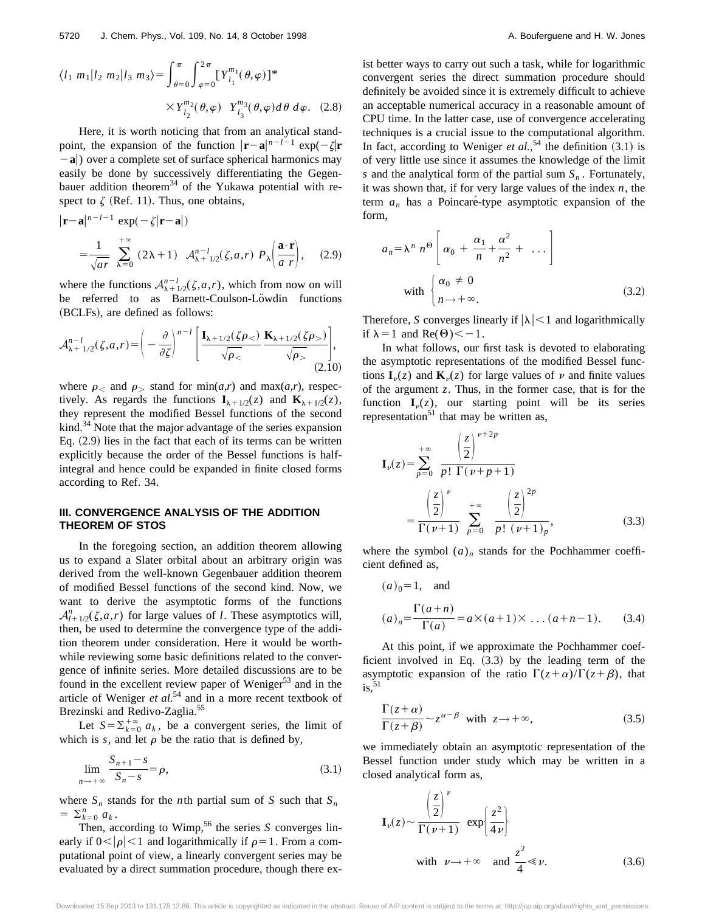$$\langle l_1\ m_1 | l_2\ m_2 | l_3\ m_3 \rangle = \int_{\theta=0}^{\pi} \int_{\varphi=0}^{2\pi} [Y_{l_1}^{m_1}(\theta,\varphi)]^* \times Y_{l_2}^{m_2}(\theta,\varphi)\ \ Y_{l_3}^{m_3}(\theta,\varphi) d\theta\, d\varphi. \tag{2.8}$$

Here, it is worth noticing that from an analytical standpoint, the expansion of the function $|\mathbf{r}-\mathbf{a}|^{n-l-1} \exp(-\zeta|\mathbf{r}-\mathbf{a}|)$ over a complete set of surface spherical harmonics may easily be done by successively differentiating the Gegenbauer addition theorem[34] of the Yukawa potential with respect to $\zeta$ (Ref. 11). Thus, one obtains,

$$|\mathbf{r}-\mathbf{a}|^{n-l-1} \exp(-\zeta|\mathbf{r}-\mathbf{a}|) = \frac{1}{\sqrt{ar}} \sum_{\lambda=0}^{+\infty} (2\lambda+1)\ \ \mathcal{A}_{\lambda+1/2}^{n-l}(\zeta,a,r)\ P_\lambda\left(\frac{\mathbf{a}\cdot\mathbf{r}}{a\ r}\right), \tag{2.9}$$

where the functions $\mathcal{A}_{\lambda+1/2}^{n-l}(\zeta,a,r)$, which from now on will be referred to as Barnett-Coulson-Löwdin functions (BCLFs), are defined as follows:

$$\mathcal{A}_{\lambda+1/2}^{n-l}(\zeta,a,r) = \left(-\frac{\partial}{\partial\zeta}\right)^{n-l} \left[\frac{\mathbf{I}_{\lambda+1/2}(\zeta\rho_<)}{\sqrt{\rho_<}}\ \frac{\mathbf{K}_{\lambda+1/2}(\zeta\rho_>)}{\sqrt{\rho_>}}\right], \tag{2.10}$$

where $\rho_<$ and $\rho_>$ stand for $\min(a,r)$ and $\max(a,r)$, respectively. As regards the functions $\mathbf{I}_{\lambda+1/2}(z)$ and $\mathbf{K}_{\lambda+1/2}(z)$, they represent the modified Bessel functions of the second kind.[34] Note that the major advantage of the series expansion Eq. (2.9) lies in the fact that each of its terms can be written explicitly because the order of the Bessel functions is half-integral and hence could be expanded in finite closed forms according to Ref. 34.

## III. CONVERGENCE ANALYSIS OF THE ADDITION THEOREM OF STOS

In the foregoing section, an addition theorem allowing us to expand a Slater orbital about an arbitrary origin was derived from the well-known Gegenbauer addition theorem of modified Bessel functions of the second kind. Now, we want to derive the asymptotic forms of the functions $\mathcal{A}_{l+1/2}^{n}(\zeta,a,r)$ for large values of $l$. These asymptotics will, then, be used to determine the convergence type of the addition theorem under consideration. Here it would be worthwhile reviewing some basic definitions related to the convergence of infinite series. More detailed discussions are to be found in the excellent review paper of Weniger[53] and in the article of Weniger *et al.*[54] and in a more recent textbook of Brezinski and Redivo-Zaglia.[55]

Let $S=\sum_{k=0}^{+\infty} a_k$, be a convergent series, the limit of which is $s$, and let $\rho$ be the ratio that is defined by,

$$\lim_{n\to+\infty} \frac{S_{n+1}-s}{S_n-s} = \rho, \tag{3.1}$$

where $S_n$ stands for the $n$th partial sum of $S$ such that $S_n = \sum_{k=0}^{n} a_k$.

Then, according to Wimp,[56] the series $S$ converges linearly if $0<|\rho|<1$ and logarithmically if $\rho=1$. From a computational point of view, a linearly convergent series may be evaluated by a direct summation procedure, though there exist better ways to carry out such a task, while for logarithmic convergent series the direct summation procedure should definitely be avoided since it is extremely difficult to achieve an acceptable numerical accuracy in a reasonable amount of CPU time. In the latter case, use of convergence accelerating techniques is a crucial issue to the computational algorithm. In fact, according to Weniger *et al.*,[54] the definition (3.1) is of very little use since it assumes the knowledge of the limit $s$ and the analytical form of the partial sum $S_n$. Fortunately, it was shown that, if for very large values of the index $n$, the term $a_n$ has a Poincaré-type asymptotic expansion of the form,

$$a_n = \lambda^n\ n^\Theta \left[\alpha_0 + \frac{\alpha_1}{n} + \frac{\alpha^2}{n^2} + \ \ldots\right] \quad \text{with} \begin{cases} \alpha_0 \neq 0 \\ n \to +\infty. \end{cases} \tag{3.2}$$

Therefore, $S$ converges linearly if $|\lambda|<1$ and logarithmically if $\lambda=1$ and $\mathrm{Re}(\Theta)<-1$.

In what follows, our first task is devoted to elaborating the asymptotic representations of the modified Bessel functions $\mathbf{I}_\nu(z)$ and $\mathbf{K}_\nu(z)$ for large values of $\nu$ and finite values of the argument $z$. Thus, in the former case, that is for the function $\mathbf{I}_\nu(z)$, our starting point will be its series representation[51] that may be written as,

$$\mathbf{I}_\nu(z) = \sum_{p=0}^{+\infty} \frac{\left(\frac{z}{2}\right)^{\nu+2p}}{p!\ \Gamma(\nu+p+1)} = \frac{\left(\frac{z}{2}\right)^{\nu}}{\Gamma(\nu+1)} \sum_{p=0}^{+\infty} \frac{\left(\frac{z}{2}\right)^{2p}}{p!\ (\nu+1)_p}, \tag{3.3}$$

where the symbol $(a)_n$ stands for the Pochhammer coefficient defined as,

$$(a)_0 = 1, \quad \text{and}$$

$$(a)_n = \frac{\Gamma(a+n)}{\Gamma(a)} = a\times(a+1)\times\ \ldots(a+n-1). \tag{3.4}$$

At this point, if we approximate the Pochhammer coefficient involved in Eq. (3.3) by the leading term of the asymptotic expansion of the ratio $\Gamma(z+\alpha)/\Gamma(z+\beta)$, that is,[51]

$$\frac{\Gamma(z+\alpha)}{\Gamma(z+\beta)} \sim z^{\alpha-\beta} \quad \text{with} \quad z\to+\infty, \tag{3.5}$$

we immediately obtain an asymptotic representation of the Bessel function under study which may be written in a closed analytical form as,

$$\mathbf{I}_\nu(z) \sim \frac{\left(\frac{z}{2}\right)^{\nu}}{\Gamma(\nu+1)}\ \exp\left\{\frac{z^2}{4\nu}\right\} \quad \text{with} \quad \nu\to+\infty \quad \text{and} \quad \frac{z^2}{4} \ll \nu. \tag{3.6}$$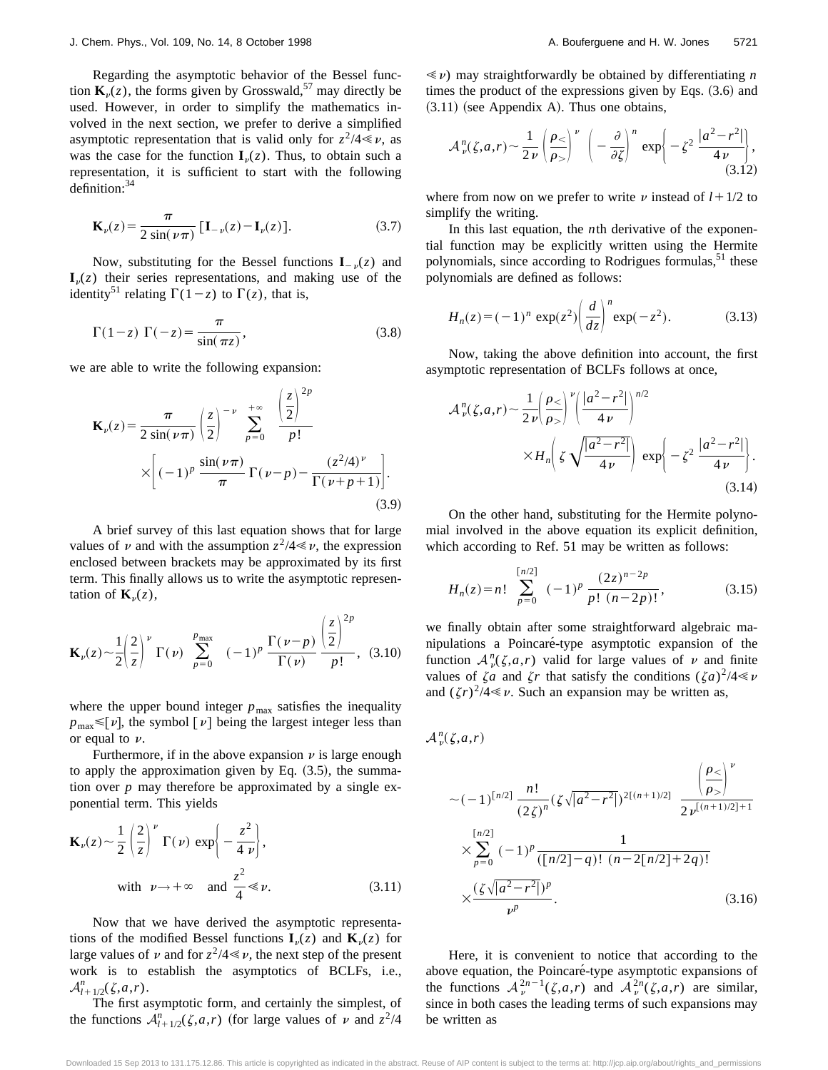Regarding the asymptotic behavior of the Bessel function $\mathbf{K}_\nu(z)$, the forms given by Grosswald,[57] may directly be used. However, in order to simplify the mathematics involved in the next section, we prefer to derive a simplified asymptotic representation that is valid only for $z^2/4 \ll \nu$, as was the case for the function $\mathbf{I}_\nu(z)$. Thus, to obtain such a representation, it is sufficient to start with the following definition:[34]

$$\mathbf{K}_\nu(z) = \frac{\pi}{2\sin(\nu\pi)}\,[\mathbf{I}_{-\nu}(z) - \mathbf{I}_\nu(z)]. \tag{3.7}$$

Now, substituting for the Bessel functions $\mathbf{I}_{-\nu}(z)$ and $\mathbf{I}_\nu(z)$ their series representations, and making use of the identity[51] relating $\Gamma(1-z)$ to $\Gamma(z)$, that is,

$$\Gamma(1-z)\;\Gamma(-z) = \frac{\pi}{\sin(\pi z)}, \tag{3.8}$$

we are able to write the following expansion:

$$\mathbf{K}_\nu(z) = \frac{\pi}{2\sin(\nu\pi)}\left(\frac{z}{2}\right)^{-\nu}\sum_{p=0}^{+\infty}\frac{\left(\frac{z}{2}\right)^{2p}}{p!} \times\left[(-1)^p\,\frac{\sin(\nu\pi)}{\pi}\,\Gamma(\nu-p) - \frac{(z^2/4)^\nu}{\Gamma(\nu+p+1)}\right]. \tag{3.9}$$

A brief survey of this last equation shows that for large values of $\nu$ and with the assumption $z^2/4 \ll \nu$, the expression enclosed between brackets may be approximated by its first term. This finally allows us to write the asymptotic representation of $\mathbf{K}_\nu(z)$,

$$\mathbf{K}_\nu(z) \sim \frac{1}{2}\left(\frac{2}{z}\right)^\nu\Gamma(\nu)\sum_{p=0}^{p_{\max}}(-1)^p\,\frac{\Gamma(\nu-p)}{\Gamma(\nu)}\,\frac{\left(\frac{z}{2}\right)^{2p}}{p!}, \tag{3.10}$$

where the upper bound integer $p_{\max}$ satisfies the inequality $p_{\max} \leqslant [\nu]$, the symbol $[\nu]$ being the largest integer less than or equal to $\nu$.

Furthermore, if in the above expansion $\nu$ is large enough to apply the approximation given by Eq. (3.5), the summation over $p$ may therefore be approximated by a single exponential term. This yields

$$\mathbf{K}_\nu(z) \sim \frac{1}{2}\left(\frac{2}{z}\right)^\nu\Gamma(\nu)\,\exp\left\{-\frac{z^2}{4\nu}\right\}, \quad \text{with } \nu\to+\infty \text{ and } \frac{z^2}{4} \ll \nu. \tag{3.11}$$

Now that we have derived the asymptotic representations of the modified Bessel functions $\mathbf{I}_\nu(z)$ and $\mathbf{K}_\nu(z)$ for large values of $\nu$ and for $z^2/4 \ll \nu$, the next step of the present work is to establish the asymptotics of BCLFs, i.e., $\mathcal{A}^n_{l+1/2}(\zeta,a,r)$.

The first asymptotic form, and certainly the simplest, of the functions $\mathcal{A}^n_{l+1/2}(\zeta,a,r)$ (for large values of $\nu$ and $z^2/4 \ll \nu$) may straightforwardly be obtained by differentiating $n$ times the product of the expressions given by Eqs. (3.6) and (3.11) (see Appendix A). Thus one obtains,

$$\mathcal{A}^n_\nu(\zeta,a,r) \sim \frac{1}{2\nu}\left(\frac{\rho_<}{\rho_>}\right)^\nu\left(-\frac{\partial}{\partial\zeta}\right)^n\exp\left\{-\zeta^2\,\frac{|a^2-r^2|}{4\nu}\right\}, \tag{3.12}$$

where from now on we prefer to write $\nu$ instead of $l+1/2$ to simplify the writing.

In this last equation, the $n$th derivative of the exponential function may be explicitly written using the Hermite polynomials, since according to Rodrigues formulas,[51] these polynomials are defined as follows:

$$H_n(z) = (-1)^n\exp(z^2)\left(\frac{d}{dz}\right)^n\exp(-z^2). \tag{3.13}$$

Now, taking the above definition into account, the first asymptotic representation of BCLFs follows at once,

$$\mathcal{A}^n_\nu(\zeta,a,r) \sim \frac{1}{2\nu}\left(\frac{\rho_<}{\rho_>}\right)^\nu\left(\frac{|a^2-r^2|}{4\nu}\right)^{n/2} \times H_n\left(\zeta\sqrt{\frac{|a^2-r^2|}{4\nu}}\right)\exp\left\{-\zeta^2\,\frac{|a^2-r^2|}{4\nu}\right\}. \tag{3.14}$$

On the other hand, substituting for the Hermite polynomial involved in the above equation its explicit definition, which according to Ref. 51 may be written as follows:

$$H_n(z) = n!\sum_{p=0}^{[n/2]}(-1)^p\,\frac{(2z)^{n-2p}}{p!\,(n-2p)!}, \tag{3.15}$$

we finally obtain after some straightforward algebraic manipulations a Poincaré-type asymptotic expansion of the function $\mathcal{A}^n_\nu(\zeta,a,r)$ valid for large values of $\nu$ and finite values of $\zeta a$ and $\zeta r$ that satisfy the conditions $(\zeta a)^2/4 \ll \nu$ and $(\zeta r)^2/4 \ll \nu$. Such an expansion may be written as,

$$\mathcal{A}^n_\nu(\zeta,a,r) \sim (-1)^{[n/2]}\,\frac{n!}{(2\zeta)^n}\left(\zeta\sqrt{|a^2-r^2|}\right)^{2[(n+1)/2]}\,\frac{\left(\frac{\rho_<}{\rho_>}\right)^\nu}{2\nu^{[(n+1)/2]+1}} \times\sum_{p=0}^{[n/2]}(-1)^p\,\frac{1}{([n/2]-q)!\,(n-2[n/2]+2q)!} \times\frac{\left(\zeta\sqrt{|a^2-r^2|}\right)^p}{\nu^p}. \tag{3.16}$$

Here, it is convenient to notice that according to the above equation, the Poincaré-type asymptotic expansions of the functions $\mathcal{A}^{2n-1}_\nu(\zeta,a,r)$ and $\mathcal{A}^{2n}_\nu(\zeta,a,r)$ are similar, since in both cases the leading terms of such expansions may be written as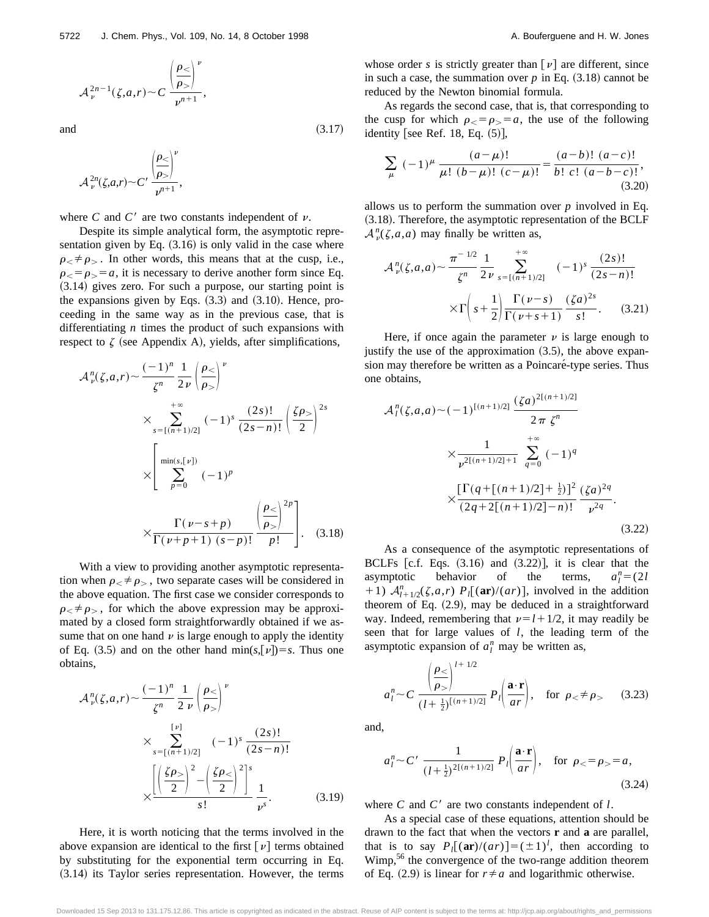$$\mathcal{A}_{\nu}^{2n-1}(\zeta,a,r) \sim C\,\frac{\left(\dfrac{\rho_<}{\rho_>}\right)^{\nu}}{\nu^{n+1}},$$

and (3.17)

$$\mathcal{A}_{\nu}^{2n}(\zeta,a,r) \sim C'\,\frac{\left(\dfrac{\rho_<}{\rho_>}\right)^{\nu}}{\nu^{n+1}},$$

where $C$ and $C'$ are two constants independent of $\nu$.

Despite its simple analytical form, the asymptotic representation given by Eq. (3.16) is only valid in the case where $\rho_< \neq \rho_>$. In other words, this means that at the cusp, i.e., $\rho_< = \rho_> = a$, it is necessary to derive another form since Eq. (3.14) gives zero. For such a purpose, our starting point is the expansions given by Eqs. (3.3) and (3.10). Hence, proceeding in the same way as in the previous case, that is differentiating $n$ times the product of such expansions with respect to $\zeta$ (see Appendix A), yields, after simplifications,

$$\mathcal{A}_{\nu}^{n}(\zeta,a,r) \sim \frac{(-1)^n}{\zeta^n}\,\frac{1}{2\nu}\left(\frac{\rho_<}{\rho_>}\right)^{\nu} \times \sum_{s=[(n+1)/2]}^{+\infty} (-1)^s\,\frac{(2s)!}{(2s-n)!}\left(\frac{\zeta\rho_>}{2}\right)^{2s} \times \left[\sum_{p=0}^{\min(s,[\nu])} (-1)^p \times \frac{\Gamma(\nu-s+p)}{\Gamma(\nu+p+1)\,(s-p)!}\,\frac{\left(\dfrac{\rho_<}{\rho_>}\right)^{2p}}{p!}\right]. \quad (3.18)$$

With a view to providing another asymptotic representation when $\rho_< \neq \rho_>$, two separate cases will be considered in the above equation. The first case we consider corresponds to $\rho_< \neq \rho_>$, for which the above expression may be approximated by a closed form straightforwardly obtained if we assume that on one hand $\nu$ is large enough to apply the identity of Eq. (3.5) and on the other hand $\min(s,[\nu])=s$. Thus one obtains,

$$\mathcal{A}_{\nu}^{n}(\zeta,a,r) \sim \frac{(-1)^n}{\zeta^n}\,\frac{1}{2\,\nu}\left(\frac{\rho_<}{\rho_>}\right)^{\nu} \times \sum_{s=[(n+1)/2]}^{[\nu]} (-1)^s\,\frac{(2s)!}{(2s-n)!} \times \frac{\left[\left(\dfrac{\zeta\rho_>}{2}\right)^2 - \left(\dfrac{\zeta\rho_<}{2}\right)^2\right]^s}{s!}\,\frac{1}{\nu^s}. \quad (3.19)$$

Here, it is worth noticing that the terms involved in the above expansion are identical to the first $[\nu]$ terms obtained by substituting for the exponential term occurring in Eq. (3.14) its Taylor series representation. However, the terms whose order $s$ is strictly greater than $[\nu]$ are different, since in such a case, the summation over $p$ in Eq. (3.18) cannot be reduced by the Newton binomial formula.

As regards the second case, that is, that corresponding to the cusp for which $\rho_< = \rho_> = a$, the use of the following identity [see Ref. 18, Eq. (5)],

$$\sum_{\mu} (-1)^{\mu}\,\frac{(a-\mu)!}{\mu!\,(b-\mu)!\,(c-\mu)!} = \frac{(a-b)!\,(a-c)!}{b!\,c!\,(a-b-c)!}, \quad (3.20)$$

allows us to perform the summation over $p$ involved in Eq. (3.18). Therefore, the asymptotic representation of the BCLF $\mathcal{A}_{\nu}^{n}(\zeta,a,a)$ may finally be written as,

$$\mathcal{A}_{\nu}^{n}(\zeta,a,a) \sim \frac{\pi^{-1/2}}{\zeta^n}\,\frac{1}{2\nu}\sum_{s=[(n+1)/2]}^{+\infty} (-1)^s\,\frac{(2s)!}{(2s-n)!} \times \Gamma\!\left(s+\frac{1}{2}\right)\frac{\Gamma(\nu-s)}{\Gamma(\nu+s+1)}\,\frac{(\zeta a)^{2s}}{s!}. \quad (3.21)$$

Here, if once again the parameter $\nu$ is large enough to justify the use of the approximation (3.5), the above expansion may therefore be written as a Poincaré-type series. Thus one obtains,

$$\mathcal{A}_{l}^{n}(\zeta,a,a) \sim (-1)^{[(n+1)/2]}\,\frac{(\zeta a)^{2[(n+1)/2]}}{2\pi\,\zeta^n} \times \frac{1}{\nu^{2[(n+1)/2]+1}}\sum_{q=0}^{+\infty} (-1)^q \times \frac{[\Gamma(q+[(n+1)/2]+\frac{1}{2})]^2}{(2q+2[(n+1)/2]-n)!}\,\frac{(\zeta a)^{2q}}{\nu^{2q}}. \quad (3.22)$$

As a consequence of the asymptotic representations of BCLFs [c.f. Eqs. (3.16) and (3.22)], it is clear that the asymptotic behavior of the terms, $a_l^n = (2l+1)\,\mathcal{A}_{l+1/2}^{n}(\zeta,a,r)\,P_l[(\mathbf{ar})/(ar)]$, involved in the addition theorem of Eq. (2.9), may be deduced in a straightforward way. Indeed, remembering that $\nu = l+1/2$, it may readily be seen that for large values of $l$, the leading term of the asymptotic expansion of $a_l^n$ may be written as,

$$a_l^n \sim C\,\frac{\left(\dfrac{\rho_<}{\rho_>}\right)^{l+1/2}}{(l+\frac{1}{2})^{[(n+1)/2]}}\,P_l\!\left(\frac{\mathbf{a}\cdot\mathbf{r}}{ar}\right), \quad \text{for } \rho_< \neq \rho_> \quad (3.23)$$

and,

$$a_l^n \sim C'\,\frac{1}{(l+\frac{1}{2})^{2[(n+1)/2]}}\,P_l\!\left(\frac{\mathbf{a}\cdot\mathbf{r}}{ar}\right), \quad \text{for } \rho_< = \rho_> = a, \quad (3.24)$$

where $C$ and $C'$ are two constants independent of $l$.

As a special case of these equations, attention should be drawn to the fact that when the vectors $\mathbf{r}$ and $\mathbf{a}$ are parallel, that is to say $P_l[(\mathbf{ar})/(ar)] = (\pm 1)^l$, then according to Wimp,[56] the convergence of the two-range addition theorem of Eq. (2.9) is linear for $r \neq a$ and logarithmic otherwise.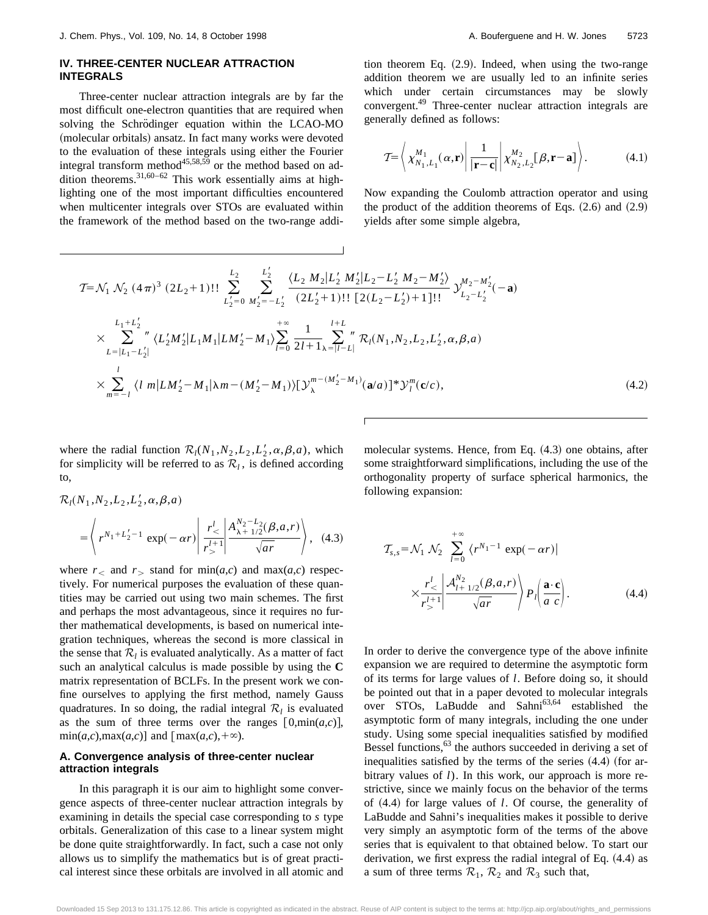## IV. THREE-CENTER NUCLEAR ATTRACTION INTEGRALS

Three-center nuclear attraction integrals are by far the most difficult one-electron quantities that are required when solving the Schrödinger equation within the LCAO-MO (molecular orbitals) ansatz. In fact many works were devoted to the evaluation of these integrals using either the Fourier integral transform method[45,58,59] or the method based on addition theorems.[31,60–62] This work essentially aims at highlighting one of the most important difficulties encountered when multicenter integrals over STOs are evaluated within the framework of the method based on the two-range addition theorem Eq. (2.9). Indeed, when using the two-range addition theorem we are usually led to an infinite series which under certain circumstances may be slowly convergent.[49] Three-center nuclear attraction integrals are generally defined as follows:

$$\mathcal{T}=\left\langle \chi_{N_1,L_1}^{M_1}(\alpha,\mathbf{r})\left|\frac{1}{|\mathbf{r}-\mathbf{c}|}\right|\chi_{N_2,L_2}^{M_2}[\beta,\mathbf{r}-\mathbf{a}]\right\rangle. \tag{4.1}$$

Now expanding the Coulomb attraction operator and using the product of the addition theorems of Eqs. (2.6) and (2.9) yields after some simple algebra,

$$\begin{aligned}\mathcal{T}=&\mathcal{N}_1\,\mathcal{N}_2\,(4\pi)^3\,(2L_2+1)!!\sum_{L_2'=0}^{L_2}\sum_{M_2'=-L_2'}^{L_2'}\frac{\langle L_2\;M_2|L_2'\;M_2'|L_2-L_2'\;M_2-M_2'\rangle}{(2L_2'+1)!!\,[2(L_2-L_2')+1]!!}\mathcal{Y}_{L_2-L_2'}^{M_2-M_2'}(-\mathbf{a})\\&\times\sum_{L=|L_1-L_2'|}^{L_1+L_2'}{}''\,\langle L_2'M_2'|L_1M_1|LM_2'-M_1\rangle\sum_{l=0}^{+\infty}\frac{1}{2l+1}\sum_{\lambda=|l-L|}^{l+L}{}''\,\mathcal{R}_l(N_1,N_2,L_2,L_2',\alpha,\beta,a)\\&\times\sum_{m=-l}^{l}\langle l\;m|LM_2'-M_1|\lambda\,m-(M_2'-M_1)\rangle[\mathcal{Y}_{\lambda}^{m-(M_2'-M_1)}(\mathbf{a}/a)]^*\mathcal{Y}_l^m(\mathbf{c}/c),\end{aligned}\tag{4.2}$$

where the radial function $\mathcal{R}_l(N_1,N_2,L_2,L_2',\alpha,\beta,a)$, which for simplicity will be referred to as $\mathcal{R}_l$, is defined according to,

$$\mathcal{R}_l(N_1,N_2,L_2,L_2',\alpha,\beta,a)=\left\langle r^{N_1+L_2'-1}\exp(-\alpha r)\left|\frac{r_<^l}{r_>^{l+1}}\right|\frac{A_{\lambda+1/2}^{N_2-L_2}(\beta,a,r)}{\sqrt{ar}}\right\rangle, \tag{4.3}$$

where $r_<$ and $r_>$ stand for $\min(a,c)$ and $\max(a,c)$ respectively. For numerical purposes the evaluation of these quantities may be carried out using two main schemes. The first and perhaps the most advantageous, since it requires no further mathematical developments, is based on numerical integration techniques, whereas the second is more classical in the sense that $\mathcal{R}_l$ is evaluated analytically. As a matter of fact such an analytical calculus is made possible by using the **C** matrix representation of BCLFs. In the present work we confine ourselves to applying the first method, namely Gauss quadratures. In so doing, the radial integral $\mathcal{R}_l$ is evaluated as the sum of three terms over the ranges $[0,\min(a,c)]$, $\min(a,c),\max(a,c)]$ and $[\max(a,c),+\infty)$.

### A. Convergence analysis of three-center nuclear attraction integrals

In this paragraph it is our aim to highlight some convergence aspects of three-center nuclear attraction integrals by examining in details the special case corresponding to *s* type orbitals. Generalization of this case to a linear system might be done quite straightforwardly. In fact, such a case not only allows us to simplify the mathematics but is of great practical interest since these orbitals are involved in all atomic and molecular systems. Hence, from Eq. (4.3) one obtains, after some straightforward simplifications, including the use of the orthogonality property of surface spherical harmonics, the following expansion:

$$\mathcal{T}_{s,s}=\mathcal{N}_1\,\mathcal{N}_2\sum_{l=0}^{+\infty}\langle r^{N_1-1}\exp(-\alpha r)|\frac{r_<^l}{r_>^{l+1}}\left|\frac{\mathcal{A}_{l+1/2}^{N_2}(\beta,a,r)}{\sqrt{ar}}\right\rangle P_l\left(\frac{\mathbf{a}\cdot\mathbf{c}}{a\;c}\right). \tag{4.4}$$

In order to derive the convergence type of the above infinite expansion we are required to determine the asymptotic form of its terms for large values of $l$. Before doing so, it should be pointed out that in a paper devoted to molecular integrals over STOs, LaBudde and Sahni[63,64] established the asymptotic form of many integrals, including the one under study. Using some special inequalities satisfied by modified Bessel functions,[63] the authors succeeded in deriving a set of inequalities satisfied by the terms of the series (4.4) (for arbitrary values of $l$). In this work, our approach is more restrictive, since we mainly focus on the behavior of the terms of (4.4) for large values of $l$. Of course, the generality of LaBudde and Sahni's inequalities makes it possible to derive very simply an asymptotic form of the terms of the above series that is equivalent to that obtained below. To start our derivation, we first express the radial integral of Eq. (4.4) as a sum of three terms $\mathcal{R}_1$, $\mathcal{R}_2$ and $\mathcal{R}_3$ such that,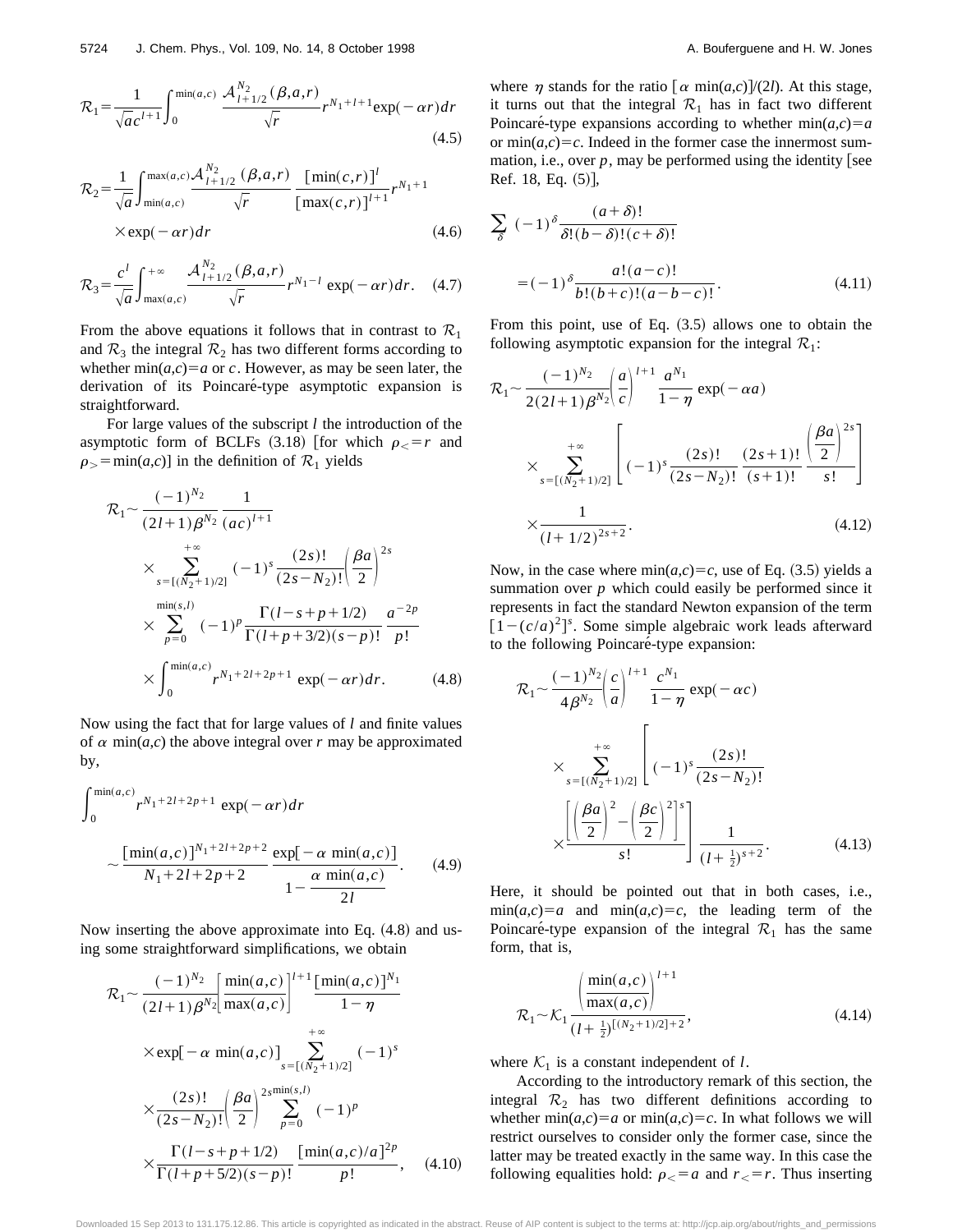$$\mathcal{R}_1=\frac{1}{\sqrt{a}c^{l+1}}\int_0^{\min(a,c)}\frac{\mathcal{A}_{l+1/2}^{N_2}(\beta,a,r)}{\sqrt{r}}r^{N_1+l+1}\exp(-\alpha r)dr \tag{4.5}$$

$$\mathcal{R}_2=\frac{1}{\sqrt{a}}\int_{\min(a,c)}^{\max(a,c)}\frac{\mathcal{A}_{l+1/2}^{N_2}(\beta,a,r)}{\sqrt{r}}\frac{[\min(c,r)]^l}{[\max(c,r)]^{l+1}}r^{N_1+1}\times\exp(-\alpha r)dr \tag{4.6}$$

$$\mathcal{R}_3=\frac{c^l}{\sqrt{a}}\int_{\max(a,c)}^{+\infty}\frac{\mathcal{A}_{l+1/2}^{N_2}(\beta,a,r)}{\sqrt{r}}r^{N_1-l}\exp(-\alpha r)dr. \tag{4.7}$$

From the above equations it follows that in contrast to $\mathcal{R}_1$ and $\mathcal{R}_3$ the integral $\mathcal{R}_2$ has two different forms according to whether $\min(a,c)=a$ or $c$. However, as may be seen later, the derivation of its Poincaré-type asymptotic expansion is straightforward.

For large values of the subscript $l$ the introduction of the asymptotic form of BCLFs (3.18) [for which $\rho_<=r$ and $\rho_>=\min(a,c)$] in the definition of $\mathcal{R}_1$ yields

$$\mathcal{R}_1\sim\frac{(-1)^{N_2}}{(2l+1)\beta^{N_2}}\frac{1}{(ac)^{l+1}}\times\sum_{s=[(N_2+1)/2]}^{+\infty}(-1)^s\frac{(2s)!}{(2s-N_2)!}\left(\frac{\beta a}{2}\right)^{2s}\times\sum_{p=0}^{\min(s,l)}(-1)^p\frac{\Gamma(l-s+p+1/2)}{\Gamma(l+p+3/2)(s-p)!}\frac{a^{-2p}}{p!}\times\int_0^{\min(a,c)}r^{N_1+2l+2p+1}\exp(-\alpha r)dr. \tag{4.8}$$

Now using the fact that for large values of $l$ and finite values of $\alpha\min(a,c)$ the above integral over $r$ may be approximated by,

$$\int_0^{\min(a,c)}r^{N_1+2l+2p+1}\exp(-\alpha r)dr\sim\frac{[\min(a,c)]^{N_1+2l+2p+2}}{N_1+2l+2p+2}\frac{\exp[-\alpha\min(a,c)]}{1-\dfrac{\alpha\min(a,c)}{2l}}. \tag{4.9}$$

Now inserting the above approximate into Eq. (4.8) and using some straightforward simplifications, we obtain

$$\mathcal{R}_1\sim\frac{(-1)^{N_2}}{(2l+1)\beta^{N_2}}\left[\frac{\min(a,c)}{\max(a,c)}\right]^{l+1}\frac{[\min(a,c)]^{N_1}}{1-\eta}\times\exp[-\alpha\min(a,c)]\sum_{s=[(N_2+1)/2]}^{+\infty}(-1)^s\times\frac{(2s)!}{(2s-N_2)!}\left(\frac{\beta a}{2}\right)^{2s}\sum_{p=0}^{\min(s,l)}(-1)^p\times\frac{\Gamma(l-s+p+1/2)}{\Gamma(l+p+5/2)(s-p)!}\frac{[\min(a,c)/a]^{2p}}{p!}, \tag{4.10}$$

where $\eta$ stands for the ratio $[\alpha\min(a,c)]/(2l)$. At this stage, it turns out that the integral $\mathcal{R}_1$ has in fact two different Poincaré-type expansions according to whether $\min(a,c)=a$ or $\min(a,c)=c$. Indeed in the former case the innermost summation, i.e., over $p$, may be performed using the identity [see Ref. 18, Eq. (5)],

$$\sum_\delta(-1)^\delta\frac{(a+\delta)!}{\delta!(b-\delta)!(c+\delta)!}=(-1)^\delta\frac{a!(a-c)!}{b!(b+c)!(a-b-c)!}. \tag{4.11}$$

From this point, use of Eq. (3.5) allows one to obtain the following asymptotic expansion for the integral $\mathcal{R}_1$:

$$\mathcal{R}_1\sim\frac{(-1)^{N_2}}{2(2l+1)\beta^{N_2}}\left(\frac{a}{c}\right)^{l+1}\frac{a^{N_1}}{1-\eta}\exp(-\alpha a)\times\sum_{s=[(N_2+1)/2]}^{+\infty}\left[(-1)^s\frac{(2s)!}{(2s-N_2)!}\frac{(2s+1)!}{(s+1)!}\frac{\left(\dfrac{\beta a}{2}\right)^{2s}}{s!}\right]\times\frac{1}{(l+1/2)^{2s+2}}. \tag{4.12}$$

Now, in the case where $\min(a,c)=c$, use of Eq. (3.5) yields a summation over $p$ which could easily be performed since it represents in fact the standard Newton expansion of the term $[1-(c/a)^2]^s$. Some simple algebraic work leads afterward to the following Poincaré-type expansion:

$$\mathcal{R}_1\sim\frac{(-1)^{N_2}}{4\beta^{N_2}}\left(\frac{c}{a}\right)^{l+1}\frac{c^{N_1}}{1-\eta}\exp(-\alpha c)\times\sum_{s=[(N_2+1)/2]}^{+\infty}\left[(-1)^s\frac{(2s)!}{(2s-N_2)!}\times\frac{\left[\left(\dfrac{\beta a}{2}\right)^2-\left(\dfrac{\beta c}{2}\right)^2\right]^s}{s!}\right]\frac{1}{(l+\frac{1}{2})^{s+2}}. \tag{4.13}$$

Here, it should be pointed out that in both cases, i.e., $\min(a,c)=a$ and $\min(a,c)=c$, the leading term of the Poincaré-type expansion of the integral $\mathcal{R}_1$ has the same form, that is,

$$\mathcal{R}_1\sim\mathcal{K}_1\frac{\left(\dfrac{\min(a,c)}{\max(a,c)}\right)^{l+1}}{(l+\frac{1}{2})^{[(N_2+1)/2]+2}}, \tag{4.14}$$

where $\mathcal{K}_1$ is a constant independent of $l$.

According to the introductory remark of this section, the integral $\mathcal{R}_2$ has two different definitions according to whether $\min(a,c)=a$ or $\min(a,c)=c$. In what follows we will restrict ourselves to consider only the former case, since the latter may be treated exactly in the same way. In this case the following equalities hold: $\rho_<=a$ and $r_<=r$. Thus inserting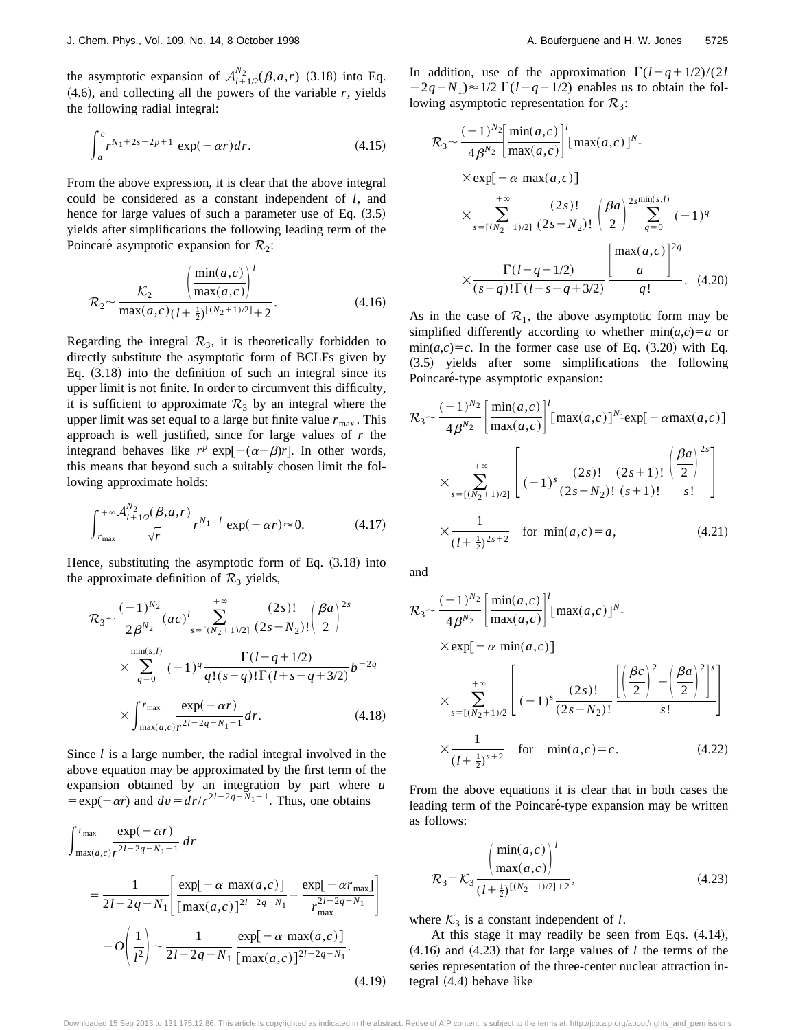the asymptotic expansion of $\mathcal{A}_{l+1/2}^{N_2}(\beta,a,r)$ (3.18) into Eq. (4.6), and collecting all the powers of the variable $r$, yields the following radial integral:

$$\int_a^c r^{N_1+2s-2p+1}\exp(-\alpha r)dr. \tag{4.15}$$

From the above expression, it is clear that the above integral could be considered as a constant independent of $l$, and hence for large values of such a parameter use of Eq. (3.5) yields after simplifications the following leading term of the Poincaré asymptotic expansion for $\mathcal{R}_2$:

$$\mathcal{R}_2 \sim \frac{\mathcal{K}_2}{\max(a,c)} \frac{\left(\frac{\min(a,c)}{\max(a,c)}\right)^l}{(l+\frac{1}{2})^{[(N_2+1)/2]+2}}. \tag{4.16}$$

Regarding the integral $\mathcal{R}_3$, it is theoretically forbidden to directly substitute the asymptotic form of BCLFs given by Eq. (3.18) into the definition of such an integral since its upper limit is not finite. In order to circumvent this difficulty, it is sufficient to approximate $\mathcal{R}_3$ by an integral where the upper limit was set equal to a large but finite value $r_{\max}$. This approach is well justified, since for large values of $r$ the integrand behaves like $r^p \exp[-(\alpha+\beta)r]$. In other words, this means that beyond such a suitably chosen limit the following approximate holds:

$$\int_{r_{\max}}^{+\infty} \frac{\mathcal{A}_{l+1/2}^{N_2}(\beta,a,r)}{\sqrt{r}} r^{N_1-l}\exp(-\alpha r) \approx 0. \tag{4.17}$$

Hence, substituting the asymptotic form of Eq. (3.18) into the approximate definition of $\mathcal{R}_3$ yields,

$$\begin{aligned}
\mathcal{R}_3 \sim & \frac{(-1)^{N_2}}{2\beta^{N_2}}(ac)^l \sum_{s=[(N_2+1)/2]}^{+\infty} \frac{(2s)!}{(2s-N_2)!}\left(\frac{\beta a}{2}\right)^{2s} \\
& \times \sum_{q=0}^{\min(s,l)} (-1)^q \frac{\Gamma(l-q+1/2)}{q!(s-q)!\Gamma(l+s-q+3/2)} b^{-2q} \\
& \times \int_{\max(a,c)}^{r_{\max}} \frac{\exp(-\alpha r)}{r^{2l-2q-N_1+1}}dr.
\end{aligned} \tag{4.18}$$

Since $l$ is a large number, the radial integral involved in the above equation may be approximated by the first term of the expansion obtained by an integration by part where $u=\exp(-\alpha r)$ and $dv = dr/r^{2l-2q-N_1+1}$. Thus, one obtains

$$\begin{aligned}
&\int_{\max(a,c)}^{r_{\max}} \frac{\exp(-\alpha r)}{r^{2l-2q-N_1+1}}dr \\
&= \frac{1}{2l-2q-N_1}\left[\frac{\exp[-\alpha\max(a,c)]}{[\max(a,c)]^{2l-2q-N_1}} - \frac{\exp[-\alpha r_{\max}]}{r_{\max}^{2l-2q-N_1}}\right] \\
&\quad - O\left(\frac{1}{l^2}\right) \sim \frac{1}{2l-2q-N_1}\frac{\exp[-\alpha\max(a,c)]}{[\max(a,c)]^{2l-2q-N_1}}.
\end{aligned} \tag{4.19}$$

In addition, use of the approximation $\Gamma(l-q+1/2)/(2l-2q-N_1) \approx 1/2\,\Gamma(l-q-1/2)$ enables us to obtain the following asymptotic representation for $\mathcal{R}_3$:

$$\begin{aligned}
\mathcal{R}_3 \sim & \frac{(-1)^{N_2}}{4\beta^{N_2}}\left[\frac{\min(a,c)}{\max(a,c)}\right]^l [\max(a,c)]^{N_1} \\
& \times \exp[-\alpha\max(a,c)] \\
& \times \sum_{s=[(N_2+1)/2]}^{+\infty} \frac{(2s)!}{(2s-N_2)!}\left(\frac{\beta a}{2}\right)^{2s} \sum_{q=0}^{\min(s,l)} (-1)^q \\
& \times \frac{\Gamma(l-q-1/2)}{(s-q)!\Gamma(l+s-q+3/2)} \frac{\left[\frac{\max(a,c)}{a}\right]^{2q}}{q!}.
\end{aligned} \tag{4.20}$$

As in the case of $\mathcal{R}_1$, the above asymptotic form may be simplified differently according to whether $\min(a,c)=a$ or $\min(a,c)=c$. In the former case use of Eq. (3.20) with Eq. (3.5) yields after some simplifications the following Poincaré-type asymptotic expansion:

$$\begin{aligned}
\mathcal{R}_3 \sim & \frac{(-1)^{N_2}}{4\beta^{N_2}}\left[\frac{\min(a,c)}{\max(a,c)}\right]^l [\max(a,c)]^{N_1}\exp[-\alpha\max(a,c)] \\
& \times \sum_{s=[(N_2+1)/2]}^{+\infty}\left[(-1)^s\frac{(2s)!}{(2s-N_2)!}\frac{(2s+1)!}{(s+1)!}\frac{\left(\frac{\beta a}{2}\right)^{2s}}{s!}\right] \\
& \times \frac{1}{(l+\frac{1}{2})^{2s+2}} \quad \text{for } \min(a,c)=a,
\end{aligned} \tag{4.21}$$

and

$$\begin{aligned}
\mathcal{R}_3 \sim & \frac{(-1)^{N_2}}{4\beta^{N_2}}\left[\frac{\min(a,c)}{\max(a,c)}\right]^l [\max(a,c)]^{N_1} \\
& \times \exp[-\alpha\min(a,c)] \\
& \times \sum_{s=[(N_2+1)/2}^{+\infty}\left[(-1)^s\frac{(2s)!}{(2s-N_2)!}\frac{\left[\left(\frac{\beta c}{2}\right)^2-\left(\frac{\beta a}{2}\right)^2\right]^s}{s!}\right] \\
& \times \frac{1}{(l+\frac{1}{2})^{s+2}} \quad \text{for } \min(a,c)=c.
\end{aligned} \tag{4.22}$$

From the above equations it is clear that in both cases the leading term of the Poincaré-type expansion may be written as follows:

$$\mathcal{R}_3 = \mathcal{K}_3 \frac{\left(\frac{\min(a,c)}{\max(a,c)}\right)^l}{(l+\frac{1}{2})^{[(N_2+1)/2]+2}}, \tag{4.23}$$

where $\mathcal{K}_3$ is a constant independent of $l$.

At this stage it may readily be seen from Eqs. (4.14), (4.16) and (4.23) that for large values of $l$ the terms of the series representation of the three-center nuclear attraction integral (4.4) behave like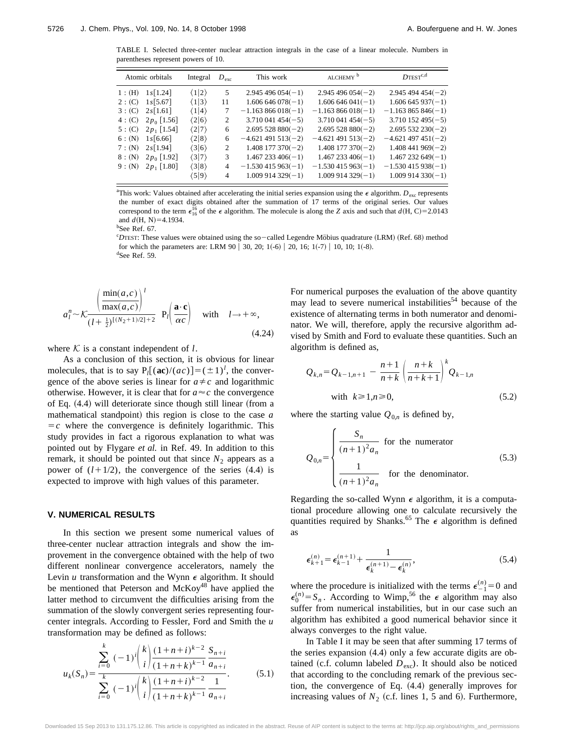TABLE I. Selected three-center nuclear attraction integrals in the case of a linear molecule. Numbers in parentheses represent powers of 10.

| Atomic orbitals | Integral | $D_{\rm exc}$ | This work | ALCHEMY [b] | DTEST [c,d] |
|---|---|---|---|---|---|
| 1 : (H) $1s[1.24]$ | $\langle 1\|2\rangle$ | 5 | 2.945 496 054(−1) | 2.945 496 054(−2) | 2.945 494 454(−2) |
| 2 : (C) $1s[5.67]$ | $\langle 1\|3\rangle$ | 11 | 1.606 646 078(−1) | 1.606 646 041(−1) | 1.606 645 937(−1) |
| 3 : (C) $2s[1.61]$ | $\langle 1\|4\rangle$ | 7 | −1.163 866 018(−1) | −1.163 866 018(−1) | −1.163 865 846(−1) |
| 4 : (C) $2p_0$ [1.56] | $\langle 2\|6\rangle$ | 2 | 3.710 041 454(−5) | 3.710 041 454(−5) | 3.710 152 495(−5) |
| 5 : (C) $2p_1$ [1.54] | $\langle 2\|7\rangle$ | 6 | 2.695 528 880(−2) | 2.695 528 880(−2) | 2.695 532 230(−2) |
| 6 : (N) $1s[6.66]$ | $\langle 2\|8\rangle$ | 6 | −4.621 491 513(−2) | −4.621 491 513(−2) | −4.621 497 451(−2) |
| 7 : (N) $2s[1.94]$ | $\langle 3\|6\rangle$ | 2 | 1.408 177 370(−2) | 1.408 177 370(−2) | 1.408 441 969(−2) |
| 8 : (N) $2p_0$ [1.92] | $\langle 3\|7\rangle$ | 3 | 1.467 233 406(−1) | 1.467 233 406(−1) | 1.467 232 649(−1) |
| 9 : (N) $2p_1$ [1.80] | $\langle 3\|8\rangle$ | 4 | −1.530 415 963(−1) | −1.530 415 963(−1) | −1.530 415 938(−1) |
| | $\langle 5\|9\rangle$ | 4 | 1.009 914 329(−1) | 1.009 914 329(−1) | 1.009 914 330(−1) |

[a]This work: Values obtained after accelerating the initial series expansion using the $\epsilon$ algorithm. $D_{\rm exc}$ represents the number of exact digits obtained after the summation of 17 terms of the original series. Our values correspond to the term $\epsilon_{16}^{16}$ of the $\epsilon$ algorithm. The molecule is along the $Z$ axis and such that $d(\mathrm{H, C})=2.0143$ and $d(\mathrm{H, N})=4.1934$.

[b]See Ref. 67.

[c]DTEST: These values were obtained using the so−called Legendre Möbius quadrature (LRM) (Ref. 68) method for which the parameters are: LRM 90 | 30, 20; 1(-6) | 20, 16; 1(-7) | 10, 10; 1(-8).

[d]See Ref. 59.

$$a_l^n \sim \mathcal{K}\frac{\left(\dfrac{\min(a,c)}{\max(a,c)}\right)^l}{(l+\frac{1}{2})^{[(N_2+1)/2]+2}}\ \mathrm{P}_l\!\left(\frac{\mathbf{a}\cdot\mathbf{c}}{ac}\right) \quad \text{with} \quad l\rightarrow+\infty, \tag{4.24}$$

where $\mathcal{K}$ is a constant independent of $l$.

As a conclusion of this section, it is obvious for linear molecules, that is to say $\mathrm{P}_l[(\mathbf{ac})/(ac)]=(\pm1)^l$, the convergence of the above series is linear for $a\neq c$ and logarithmic otherwise. However, it is clear that for $a\approx c$ the convergence of Eq. (4.4) will deteriorate since though still linear (from a mathematical standpoint) this region is close to the case $a=c$ where the convergence is definitely logarithmic. This study provides in fact a rigorous explanation to what was pointed out by Flygare *et al.* in Ref. 49. In addition to this remark, it should be pointed out that since $N_2$ appears as a power of $(l+1/2)$, the convergence of the series (4.4) is expected to improve with high values of this parameter.

## V. NUMERICAL RESULTS

In this section we present some numerical values of three-center nuclear attraction integrals and show the improvement in the convergence obtained with the help of two different nonlinear convergence accelerators, namely the Levin $u$ transformation and the Wynn $\epsilon$ algorithm. It should be mentioned that Peterson and McKoy[48] have applied the latter method to circumvent the difficulties arising from the summation of the slowly convergent series representing four-center integrals. According to Fessler, Ford and Smith the $u$ transformation may be defined as follows:

$$u_k(S_n)=\frac{\displaystyle\sum_{i=0}^{k}(-1)^i\binom{k}{i}\frac{(1+n+i)^{k-2}}{(1+n+k)^{k-1}}\frac{S_{n+i}}{a_{n+i}}}{\displaystyle\sum_{i=0}^{k}(-1)^i\binom{k}{i}\frac{(1+n+i)^{k-2}}{(1+n+k)^{k-1}}\frac{1}{a_{n+i}}}. \tag{5.1}$$

For numerical purposes the evaluation of the above quantity may lead to severe numerical instabilities[54] because of the existence of alternating terms in both numerator and denominator. We will, therefore, apply the recursive algorithm advised by Smith and Ford to evaluate these quantities. Such an algorithm is defined as,

$$Q_{k,n}=Q_{k-1,n+1}-\frac{n+1}{n+k}\left(\frac{n+k}{n+k+1}\right)^k Q_{k-1,n} \quad \text{with } k\geq1, n\geq0, \tag{5.2}$$

where the starting value $Q_{0,n}$ is defined by,

$$Q_{0,n}=\begin{cases}\dfrac{S_n}{(n+1)^2a_n} & \text{for the numerator}\\[2ex] \dfrac{1}{(n+1)^2a_n} & \text{for the denominator.}\end{cases} \tag{5.3}$$

Regarding the so-called Wynn $\epsilon$ algorithm, it is a computational procedure allowing one to calculate recursively the quantities required by Shanks.[65] The $\epsilon$ algorithm is defined as

$$\epsilon_{k+1}^{(n)}=\epsilon_{k-1}^{(n+1)}+\frac{1}{\epsilon_k^{(n+1)}-\epsilon_k^{(n)}}, \tag{5.4}$$

where the procedure is initialized with the terms $\epsilon_{-1}^{(n)}=0$ and $\epsilon_0^{(n)}=S_n$. According to Wimp,[56] the $\epsilon$ algorithm may also suffer from numerical instabilities, but in our case such an algorithm has exhibited a good numerical behavior since it always converges to the right value.

In Table I it may be seen that after summing 17 terms of the series expansion (4.4) only a few accurate digits are obtained (c.f. column labeled $D_{\rm exc}$). It should also be noticed that according to the concluding remark of the previous section, the convergence of Eq. (4.4) generally improves for increasing values of $N_2$ (c.f. lines 1, 5 and 6). Furthermore,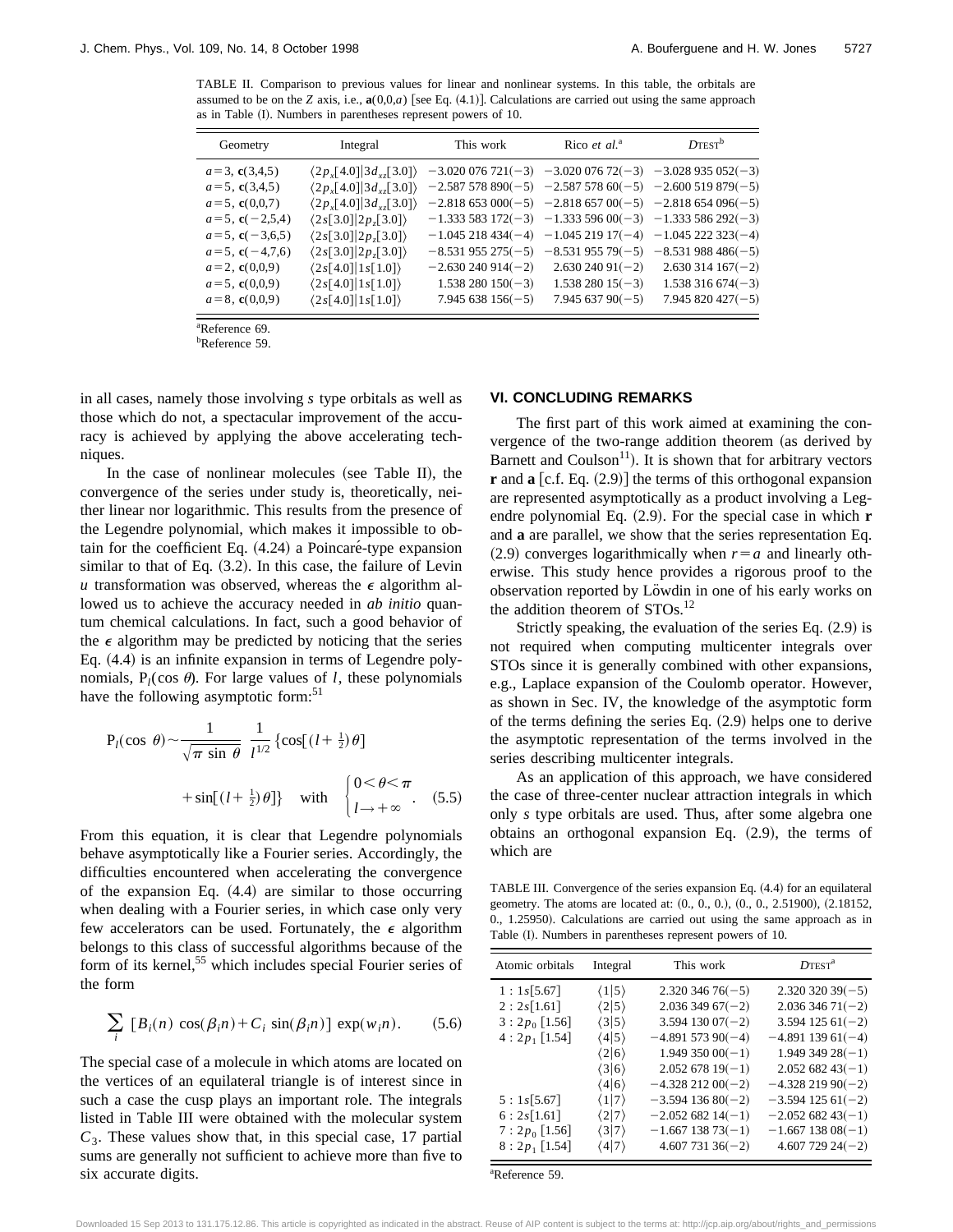TABLE II. Comparison to previous values for linear and nonlinear systems. In this table, the orbitals are assumed to be on the $Z$ axis, i.e., $\mathbf{a}(0,0,a)$ [see Eq. (4.1)]. Calculations are carried out using the same approach as in Table (I). Numbers in parentheses represent powers of 10.

| Geometry | Integral | This work | Rico *et al.*[a] | DTEST[b] |
|---|---|---|---|---|
| $a=3$, $\mathbf{c}(3,4,5)$ | $\langle 2p_x[4.0] \| 3d_{xz}[3.0]\rangle$ | −3.020 076 721(−3) | −3.020 076 72(−3) | −3.028 935 052(−3) |
| $a=5$, $\mathbf{c}(3,4,5)$ | $\langle 2p_x[4.0] \| 3d_{xz}[3.0]\rangle$ | −2.587 578 890(−5) | −2.587 578 60(−5) | −2.600 519 879(−5) |
| $a=5$, $\mathbf{c}(0,0,7)$ | $\langle 2p_x[4.0] \| 3d_{xz}[3.0]\rangle$ | −2.818 653 000(−5) | −2.818 657 00(−5) | −2.818 654 096(−5) |
| $a=5$, $\mathbf{c}(-2,5,4)$ | $\langle 2s[3.0] \| 2p_z[3.0]\rangle$ | −1.333 583 172(−3) | −1.333 596 00(−3) | −1.333 586 292(−3) |
| $a=5$, $\mathbf{c}(-3,6,5)$ | $\langle 2s[3.0] \| 2p_z[3.0]\rangle$ | −1.045 218 434(−4) | −1.045 219 17(−4) | −1.045 222 323(−4) |
| $a=5$, $\mathbf{c}(-4,7,6)$ | $\langle 2s[3.0] \| 2p_z[3.0]\rangle$ | −8.531 955 275(−5) | −8.531 955 79(−5) | −8.531 988 486(−5) |
| $a=2$, $\mathbf{c}(0,0,9)$ | $\langle 2s[4.0] \| 1s[1.0]\rangle$ | −2.630 240 914(−2) | 2.630 240 91(−2) | 2.630 314 167(−2) |
| $a=5$, $\mathbf{c}(0,0,9)$ | $\langle 2s[4.0] \| 1s[1.0]\rangle$ | 1.538 280 150(−3) | 1.538 280 15(−3) | 1.538 316 674(−3) |
| $a=8$, $\mathbf{c}(0,0,9)$ | $\langle 2s[4.0] \| 1s[1.0]\rangle$ | 7.945 638 156(−5) | 7.945 637 90(−5) | 7.945 820 427(−5) |

[a]Reference 69.
[b]Reference 59.

in all cases, namely those involving *s* type orbitals as well as those which do not, a spectacular improvement of the accuracy is achieved by applying the above accelerating techniques.

In the case of nonlinear molecules (see Table II), the convergence of the series under study is, theoretically, neither linear nor logarithmic. This results from the presence of the Legendre polynomial, which makes it impossible to obtain for the coefficient Eq. (4.24) a Poincaré-type expansion similar to that of Eq. (3.2). In this case, the failure of Levin $u$ transformation was observed, whereas the $\epsilon$ algorithm allowed us to achieve the accuracy needed in *ab initio* quantum chemical calculations. In fact, such a good behavior of the $\epsilon$ algorithm may be predicted by noticing that the series Eq. (4.4) is an infinite expansion in terms of Legendre polynomials, $P_l(\cos\theta)$. For large values of $l$, these polynomials have the following asymptotic form:[51]

$$P_l(\cos\theta)\sim\frac{1}{\sqrt{\pi\sin\theta}}\,\frac{1}{l^{1/2}}\{\cos[(l+\tfrac{1}{2})\theta]+\sin[(l+\tfrac{1}{2})\theta]\}\quad\text{with}\quad\begin{cases}0<\theta<\pi\\ l\to+\infty\end{cases}. \tag{5.5}$$

From this equation, it is clear that Legendre polynomials behave asymptotically like a Fourier series. Accordingly, the difficulties encountered when accelerating the convergence of the expansion Eq. (4.4) are similar to those occurring when dealing with a Fourier series, in which case only very few accelerators can be used. Fortunately, the $\epsilon$ algorithm belongs to this class of successful algorithms because of the form of its kernel,[55] which includes special Fourier series of the form

$$\sum_i\,[B_i(n)\cos(\beta_i n)+C_i\sin(\beta_i n)]\exp(w_i n). \tag{5.6}$$

The special case of a molecule in which atoms are located on the vertices of an equilateral triangle is of interest since in such a case the cusp plays an important role. The integrals listed in Table III were obtained with the molecular system $C_3$. These values show that, in this special case, 17 partial sums are generally not sufficient to achieve more than five to six accurate digits.

## VI. CONCLUDING REMARKS

The first part of this work aimed at examining the convergence of the two-range addition theorem (as derived by Barnett and Coulson[11]). It is shown that for arbitrary vectors $\mathbf{r}$ and $\mathbf{a}$ [c.f. Eq. (2.9)] the terms of this orthogonal expansion are represented asymptotically as a product involving a Legendre polynomial Eq. (2.9). For the special case in which $\mathbf{r}$ and $\mathbf{a}$ are parallel, we show that the series representation Eq. (2.9) converges logarithmically when $r=a$ and linearly otherwise. This study hence provides a rigorous proof to the observation reported by Löwdin in one of his early works on the addition theorem of STOs.[12]

Strictly speaking, the evaluation of the series Eq. (2.9) is not required when computing multicenter integrals over STOs since it is generally combined with other expansions, e.g., Laplace expansion of the Coulomb operator. However, as shown in Sec. IV, the knowledge of the asymptotic form of the terms defining the series Eq. (2.9) helps one to derive the asymptotic representation of the terms involved in the series describing multicenter integrals.

As an application of this approach, we have considered the case of three-center nuclear attraction integrals in which only *s* type orbitals are used. Thus, after some algebra one obtains an orthogonal expansion Eq. (2.9), the terms of which are

TABLE III. Convergence of the series expansion Eq. (4.4) for an equilateral geometry. The atoms are located at: (0., 0., 0.), (0., 0., 2.51900), (2.18152, 0., 1.25950). Calculations are carried out using the same approach as in Table (I). Numbers in parentheses represent powers of 10.

| Atomic orbitals | Integral | This work | DTEST[a] |
|---|---|---|---|
| 1 : 1s[5.67] | $\langle 1\|5\rangle$ | 2.320 346 76(−5) | 2.320 320 39(−5) |
| 2 : 2s[1.61] | $\langle 2\|5\rangle$ | 2.036 349 67(−2) | 2.036 346 71(−2) |
| 3 : $2p_0$ [1.56] | $\langle 3\|5\rangle$ | 3.594 130 07(−2) | 3.594 125 61(−2) |
| 4 : $2p_1$ [1.54] | $\langle 4\|5\rangle$ | −4.891 573 90(−4) | −4.891 139 61(−4) |
| | $\langle 2\|6\rangle$ | 1.949 350 00(−1) | 1.949 349 28(−1) |
| | $\langle 3\|6\rangle$ | 2.052 678 19(−1) | 2.052 682 43(−1) |
| | $\langle 4\|6\rangle$ | −4.328 212 00(−2) | −4.328 219 90(−2) |
| 5 : 1s[5.67] | $\langle 1\|7\rangle$ | −3.594 136 80(−2) | −3.594 125 61(−2) |
| 6 : 2s[1.61] | $\langle 2\|7\rangle$ | −2.052 682 14(−1) | −2.052 682 43(−1) |
| 7 : $2p_0$ [1.56] | $\langle 3\|7\rangle$ | −1.667 138 73(−1) | −1.667 138 08(−1) |
| 8 : $2p_1$ [1.54] | $\langle 4\|7\rangle$ | 4.607 731 36(−2) | 4.607 729 24(−2) |

[a]Reference 59.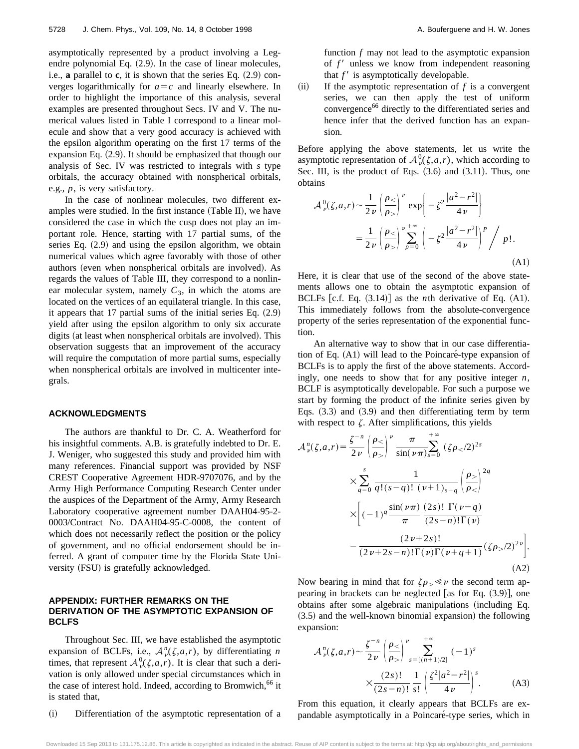asymptotically represented by a product involving a Legendre polynomial Eq. (2.9). In the case of linear molecules, i.e., **a** parallel to **c**, it is shown that the series Eq. (2.9) converges logarithmically for $a=c$ and linearly elsewhere. In order to highlight the importance of this analysis, several examples are presented throughout Secs. IV and V. The numerical values listed in Table I correspond to a linear molecule and show that a very good accuracy is achieved with the epsilon algorithm operating on the first 17 terms of the expansion Eq. (2.9). It should be emphasized that though our analysis of Sec. IV was restricted to integrals with $s$ type orbitals, the accuracy obtained with nonspherical orbitals, e.g., $p$, is very satisfactory.

In the case of nonlinear molecules, two different examples were studied. In the first instance (Table II), we have considered the case in which the cusp does not play an important role. Hence, starting with 17 partial sums, of the series Eq. (2.9) and using the epsilon algorithm, we obtain numerical values which agree favorably with those of other authors (even when nonspherical orbitals are involved). As regards the values of Table III, they correspond to a nonlinear molecular system, namely $C_3$, in which the atoms are located on the vertices of an equilateral triangle. In this case, it appears that 17 partial sums of the initial series Eq. (2.9) yield after using the epsilon algorithm to only six accurate digits (at least when nonspherical orbitals are involved). This observation suggests that an improvement of the accuracy will require the computation of more partial sums, especially when nonspherical orbitals are involved in multicenter integrals.

## ACKNOWLEDGMENTS

The authors are thankful to Dr. C. A. Weatherford for his insightful comments. A.B. is gratefully indebted to Dr. E. J. Weniger, who suggested this study and provided him with many references. Financial support was provided by NSF CREST Cooperative Agreement HDR-9707076, and by the Army High Performance Computing Research Center under the auspices of the Department of the Army, Army Research Laboratory cooperative agreement number DAAH04-95-2-0003/Contract No. DAAH04-95-C-0008, the content of which does not necessarily reflect the position or the policy of government, and no official endorsement should be inferred. A grant of computer time by the Florida State University (FSU) is gratefully acknowledged.

## APPENDIX: FURTHER REMARKS ON THE DERIVATION OF THE ASYMPTOTIC EXPANSION OF BCLFS

Throughout Sec. III, we have established the asymptotic expansion of BCLFs, i.e., $\mathcal{A}_\nu^n(\zeta,a,r)$, by differentiating $n$ times, that represent $\mathcal{A}_\nu^0(\zeta,a,r)$. It is clear that such a derivation is only allowed under special circumstances which in the case of interest hold. Indeed, according to Bromwich,[66] it is stated that,

(i) Differentiation of the asymptotic representation of a function $f$ may not lead to the asymptotic expansion of $f'$ unless we know from independent reasoning that $f'$ is asymptotically developable.

(ii) If the asymptotic representation of $f$ is a convergent series, we can then apply the test of uniform convergence[66] directly to the differentiated series and hence infer that the derived function has an expansion.

Before applying the above statements, let us write the asymptotic representation of $\mathcal{A}_\nu^0(\zeta,a,r)$, which according to Sec. III, is the product of Eqs. (3.6) and (3.11). Thus, one obtains

$$\mathcal{A}_\nu^0(\zeta,a,r)\sim\frac{1}{2\nu}\left(\frac{\rho_<}{\rho_>}\right)^\nu \exp\left\{-\zeta^2\frac{|a^2-r^2|}{4\nu}\right\} =\frac{1}{2\nu}\left(\frac{\rho_<}{\rho_>}\right)^\nu\sum_{p=0}^{+\infty}\left(-\zeta^2\frac{|a^2-r^2|}{4\nu}\right)^p\bigg/ p!. \tag{A1}$$

Here, it is clear that use of the second of the above statements allows one to obtain the asymptotic expansion of BCLFs [c.f. Eq. (3.14)] as the $n$th derivative of Eq. (A1). This immediately follows from the absolute-convergence property of the series representation of the exponential function.

An alternative way to show that in our case differentiation of Eq. (A1) will lead to the Poincaré-type expansion of BCLFs is to apply the first of the above statements. Accordingly, one needs to show that for any positive integer $n$, BCLF is asymptotically developable. For such a purpose we start by forming the product of the infinite series given by Eqs. (3.3) and (3.9) and then differentiating term by term with respect to $\zeta$. After simplifications, this yields

$$\begin{aligned}\mathcal{A}_\nu^n(\zeta,a,r)=&\frac{\zeta^{-n}}{2\nu}\left(\frac{\rho_<}{\rho_>}\right)^\nu\frac{\pi}{\sin(\nu\pi)}\sum_{s=0}^{+\infty}(\zeta\rho_</2)^{2s}\\&\times\sum_{q=0}^{s}\frac{1}{q!(s-q)!\,(\nu+1)_{s-q}}\left(\frac{\rho_>}{\rho_<}\right)^{2q}\\&\times\left[(-1)^q\frac{\sin(\nu\pi)}{\pi}\frac{(2s)!\,\Gamma(\nu-q)}{(2s-n)!\Gamma(\nu)}\right.\\&\left.-\frac{(2\nu+2s)!}{(2\nu+2s-n)!\Gamma(\nu)\Gamma(\nu+q+1)}(\zeta\rho_>/2)^{2\nu}\right].\end{aligned}\tag{A2}$$

Now bearing in mind that for $\zeta\rho_>\ll\nu$ the second term appearing in brackets can be neglected [as for Eq. (3.9)], one obtains after some algebraic manipulations (including Eq. (3.5) and the well-known binomial expansion) the following expansion:

$$\mathcal{A}_\nu^n(\zeta,a,r)\sim\frac{\zeta^{-n}}{2\nu}\left(\frac{\rho_<}{\rho_>}\right)^\nu\sum_{s=[(n+1)/2]}^{+\infty}(-1)^s \times\frac{(2s)!}{(2s-n)!}\frac{1}{s!}\left(\frac{\zeta^2|a^2-r^2|}{4\nu}\right)^s. \tag{A3}$$

From this equation, it clearly appears that BCLFs are expandable asymptotically in a Poincaré-type series, which in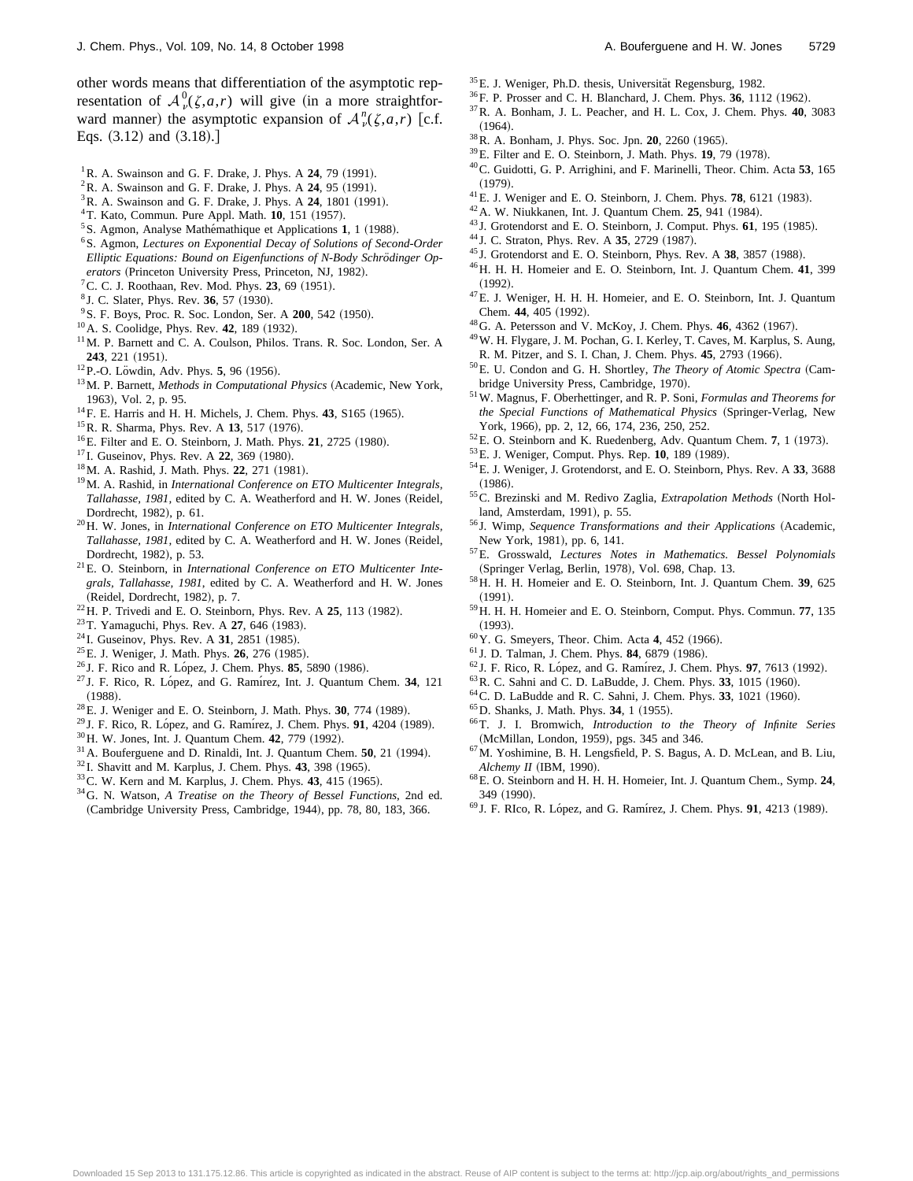other words means that differentiation of the asymptotic representation of $\mathcal{A}_\nu^0(\zeta,a,r)$ will give (in a more straightforward manner) the asymptotic expansion of $\mathcal{A}_\nu^n(\zeta,a,r)$ [c.f. Eqs. (3.12) and (3.18).]

[1] R. A. Swainson and G. F. Drake, J. Phys. A **24**, 79 (1991).
[2] R. A. Swainson and G. F. Drake, J. Phys. A **24**, 95 (1991).
[3] R. A. Swainson and G. F. Drake, J. Phys. A **24**, 1801 (1991).
[4] T. Kato, Commun. Pure Appl. Math. **10**, 151 (1957).
[5] S. Agmon, Analyse Mathématique et Applications **1**, 1 (1988).
[6] S. Agmon, *Lectures on Exponential Decay of Solutions of Second-Order Elliptic Equations: Bound on Eigenfunctions of N-Body Schrödinger Operators* (Princeton University Press, Princeton, NJ, 1982).
[7] C. C. J. Roothaan, Rev. Mod. Phys. **23**, 69 (1951).
[8] J. C. Slater, Phys. Rev. **36**, 57 (1930).
[9] S. F. Boys, Proc. R. Soc. London, Ser. A **200**, 542 (1950).
[10] A. S. Coolidge, Phys. Rev. **42**, 189 (1932).
[11] M. P. Barnett and C. A. Coulson, Philos. Trans. R. Soc. London, Ser. A **243**, 221 (1951).
[12] P.-O. Löwdin, Adv. Phys. **5**, 96 (1956).
[13] M. P. Barnett, *Methods in Computational Physics* (Academic, New York, 1963), Vol. 2, p. 95.
[14] F. E. Harris and H. H. Michels, J. Chem. Phys. **43**, S165 (1965).
[15] R. R. Sharma, Phys. Rev. A **13**, 517 (1976).
[16] E. Filter and E. O. Steinborn, J. Math. Phys. **21**, 2725 (1980).
[17] I. Guseinov, Phys. Rev. A **22**, 369 (1980).
[18] M. A. Rashid, J. Math. Phys. **22**, 271 (1981).
[19] M. A. Rashid, in *International Conference on ETO Multicenter Integrals, Tallahasse, 1981*, edited by C. A. Weatherford and H. W. Jones (Reidel, Dordrecht, 1982), p. 61.
[20] H. W. Jones, in *International Conference on ETO Multicenter Integrals, Tallahasse, 1981*, edited by C. A. Weatherford and H. W. Jones (Reidel, Dordrecht, 1982), p. 53.
[21] E. O. Steinborn, in *International Conference on ETO Multicenter Integrals, Tallahasse, 1981*, edited by C. A. Weatherford and H. W. Jones (Reidel, Dordrecht, 1982), p. 7.
[22] H. P. Trivedi and E. O. Steinborn, Phys. Rev. A **25**, 113 (1982).
[23] T. Yamaguchi, Phys. Rev. A **27**, 646 (1983).
[24] I. Guseinov, Phys. Rev. A **31**, 2851 (1985).
[25] E. J. Weniger, J. Math. Phys. **26**, 276 (1985).
[26] J. F. Rico and R. López, J. Chem. Phys. **85**, 5890 (1986).
[27] J. F. Rico, R. López, and G. Ramírez, Int. J. Quantum Chem. **34**, 121 (1988).
[28] E. J. Weniger and E. O. Steinborn, J. Math. Phys. **30**, 774 (1989).
[29] J. F. Rico, R. López, and G. Ramírez, J. Chem. Phys. **91**, 4204 (1989).
[30] H. W. Jones, Int. J. Quantum Chem. **42**, 779 (1992).
[31] A. Bouferguene and D. Rinaldi, Int. J. Quantum Chem. **50**, 21 (1994).
[32] I. Shavitt and M. Karplus, J. Chem. Phys. **43**, 398 (1965).
[33] C. W. Kern and M. Karplus, J. Chem. Phys. **43**, 415 (1965).
[34] G. N. Watson, *A Treatise on the Theory of Bessel Functions*, 2nd ed. (Cambridge University Press, Cambridge, 1944), pp. 78, 80, 183, 366.
[35] E. J. Weniger, Ph.D. thesis, Universität Regensburg, 1982.
[36] F. P. Prosser and C. H. Blanchard, J. Chem. Phys. **36**, 1112 (1962).
[37] R. A. Bonham, J. L. Peacher, and H. L. Cox, J. Chem. Phys. **40**, 3083 (1964).
[38] R. A. Bonham, J. Phys. Soc. Jpn. **20**, 2260 (1965).
[39] E. Filter and E. O. Steinborn, J. Math. Phys. **19**, 79 (1978).
[40] C. Guidotti, G. P. Arrighini, and F. Marinelli, Theor. Chim. Acta **53**, 165 (1979).
[41] E. J. Weniger and E. O. Steinborn, J. Chem. Phys. **78**, 6121 (1983).
[42] A. W. Niukkanen, Int. J. Quantum Chem. **25**, 941 (1984).
[43] J. Grotendorst and E. O. Steinborn, J. Comput. Phys. **61**, 195 (1985).
[44] J. C. Straton, Phys. Rev. A **35**, 2729 (1987).
[45] J. Grotendorst and E. O. Steinborn, Phys. Rev. A **38**, 3857 (1988).
[46] H. H. H. Homeier and E. O. Steinborn, Int. J. Quantum Chem. **41**, 399 (1992).
[47] E. J. Weniger, H. H. H. Homeier, and E. O. Steinborn, Int. J. Quantum Chem. **44**, 405 (1992).
[48] G. A. Petersson and V. McKoy, J. Chem. Phys. **46**, 4362 (1967).
[49] W. H. Flygare, J. M. Pochan, G. I. Kerley, T. Caves, M. Karplus, S. Aung, R. M. Pitzer, and S. I. Chan, J. Chem. Phys. **45**, 2793 (1966).
[50] E. U. Condon and G. H. Shortley, *The Theory of Atomic Spectra* (Cambridge University Press, Cambridge, 1970).
[51] W. Magnus, F. Oberhettinger, and R. P. Soni, *Formulas and Theorems for the Special Functions of Mathematical Physics* (Springer-Verlag, New York, 1966), pp. 2, 12, 66, 174, 236, 250, 252.
[52] E. O. Steinborn and K. Ruedenberg, Adv. Quantum Chem. **7**, 1 (1973).
[53] E. J. Weniger, Comput. Phys. Rep. **10**, 189 (1989).
[54] E. J. Weniger, J. Grotendorst, and E. O. Steinborn, Phys. Rev. A **33**, 3688 (1986).
[55] C. Brezinski and M. Redivo Zaglia, *Extrapolation Methods* (North Holland, Amsterdam, 1991), p. 55.
[56] J. Wimp, *Sequence Transformations and their Applications* (Academic, New York, 1981), pp. 6, 141.
[57] E. Grosswald, *Lectures Notes in Mathematics. Bessel Polynomials* (Springer Verlag, Berlin, 1978), Vol. 698, Chap. 13.
[58] H. H. H. Homeier and E. O. Steinborn, Int. J. Quantum Chem. **39**, 625 (1991).
[59] H. H. H. Homeier and E. O. Steinborn, Comput. Phys. Commun. **77**, 135 (1993).
[60] Y. G. Smeyers, Theor. Chim. Acta **4**, 452 (1966).
[61] J. D. Talman, J. Chem. Phys. **84**, 6879 (1986).
[62] J. F. Rico, R. López, and G. Ramírez, J. Chem. Phys. **97**, 7613 (1992).
[63] R. C. Sahni and C. D. LaBudde, J. Chem. Phys. **33**, 1015 (1960).
[64] C. D. LaBudde and R. C. Sahni, J. Chem. Phys. **33**, 1021 (1960).
[65] D. Shanks, J. Math. Phys. **34**, 1 (1955).
[66] T. J. I. Bromwich, *Introduction to the Theory of Infinite Series* (McMillan, London, 1959), pgs. 345 and 346.
[67] M. Yoshimine, B. H. Lengsfield, P. S. Bagus, A. D. McLean, and B. Liu, *Alchemy II* (IBM, 1990).
[68] E. O. Steinborn and H. H. H. Homeier, Int. J. Quantum Chem., Symp. **24**, 349 (1990).
[69] J. F. RIco, R. López, and G. Ramírez, J. Chem. Phys. **91**, 4213 (1989).